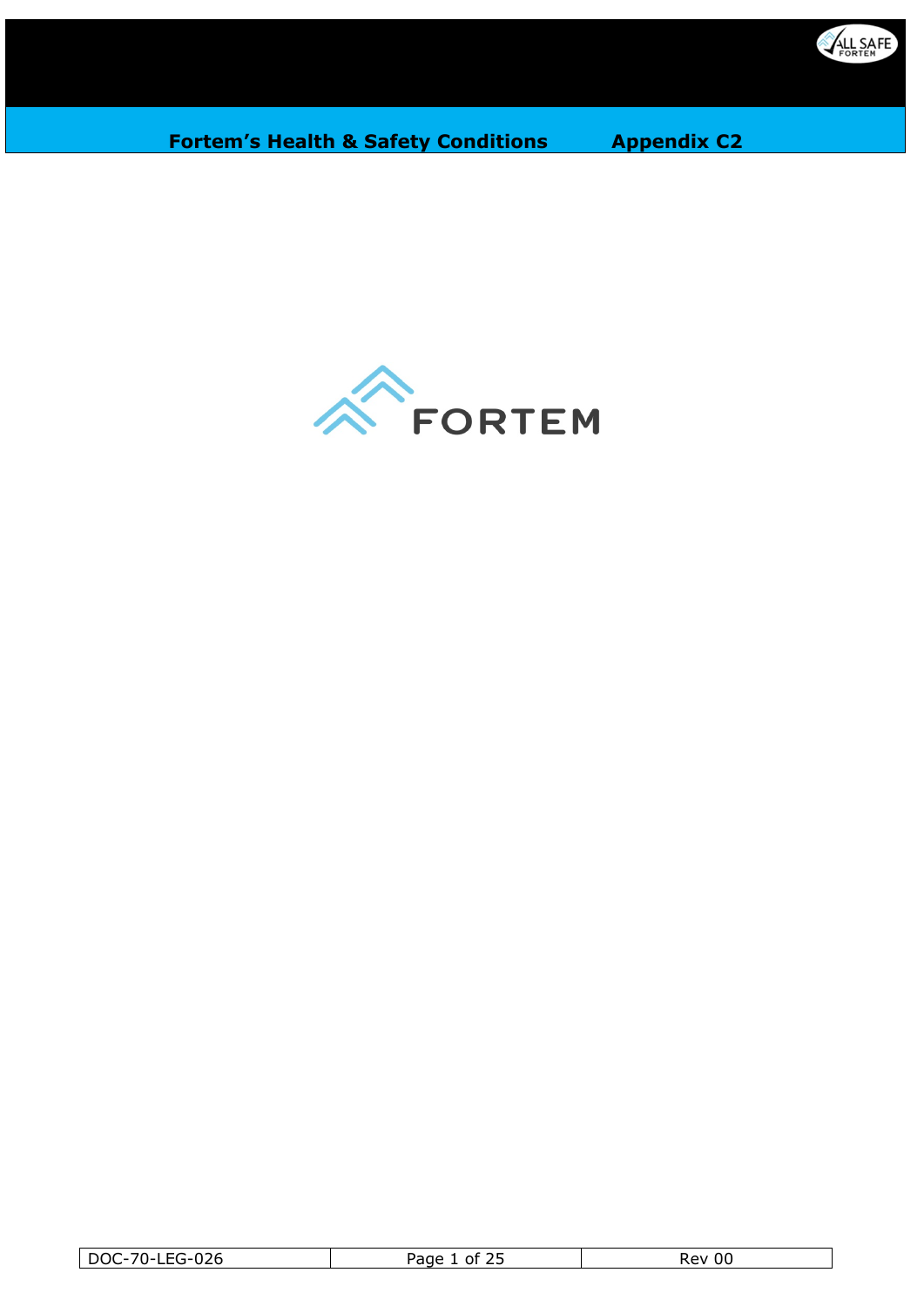# Fortem's Health & Safety Conditions Appendix C2

FORTEM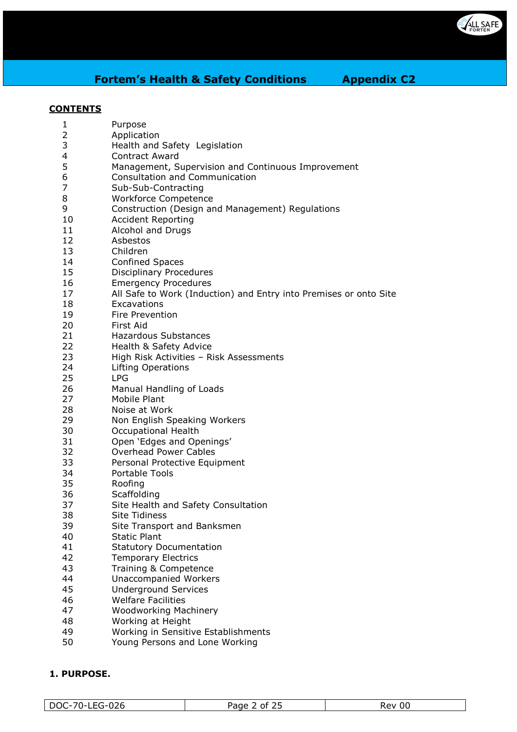## Fortem's Health & Safety Conditions Appendix C2

**CONTENTS**

| | |
|---|---|
| 1 | Purpose |
| 2 | Application |
| 3 | Health and Safety Legislation |
| 4 | Contract Award |
| 5 | Management, Supervision and Continuous Improvement |
| 6 | Consultation and Communication |
| 7 | Sub-Sub-Contracting |
| 8 | Workforce Competence |
| 9 | Construction (Design and Management) Regulations |
| 10 | Accident Reporting |
| 11 | Alcohol and Drugs |
| 12 | Asbestos |
| 13 | Children |
| 14 | Confined Spaces |
| 15 | Disciplinary Procedures |
| 16 | Emergency Procedures |
| 17 | All Safe to Work (Induction) and Entry into Premises or onto Site |
| 18 | Excavations |
| 19 | Fire Prevention |
| 20 | First Aid |
| 21 | Hazardous Substances |
| 22 | Health & Safety Advice |
| 23 | High Risk Activities – Risk Assessments |
| 24 | Lifting Operations |
| 25 | LPG |
| 26 | Manual Handling of Loads |
| 27 | Mobile Plant |
| 28 | Noise at Work |
| 29 | Non English Speaking Workers |
| 30 | Occupational Health |
| 31 | Open 'Edges and Openings' |
| 32 | Overhead Power Cables |
| 33 | Personal Protective Equipment |
| 34 | Portable Tools |
| 35 | Roofing |
| 36 | Scaffolding |
| 37 | Site Health and Safety Consultation |
| 38 | Site Tidiness |
| 39 | Site Transport and Banksmen |
| 40 | Static Plant |
| 41 | Statutory Documentation |
| 42 | Temporary Electrics |
| 43 | Training & Competence |
| 44 | Unaccompanied Workers |
| 45 | Underground Services |
| 46 | Welfare Facilities |
| 47 | Woodworking Machinery |
| 48 | Working at Height |
| 49 | Working in Sensitive Establishments |
| 50 | Young Persons and Lone Working |

### 1. PURPOSE.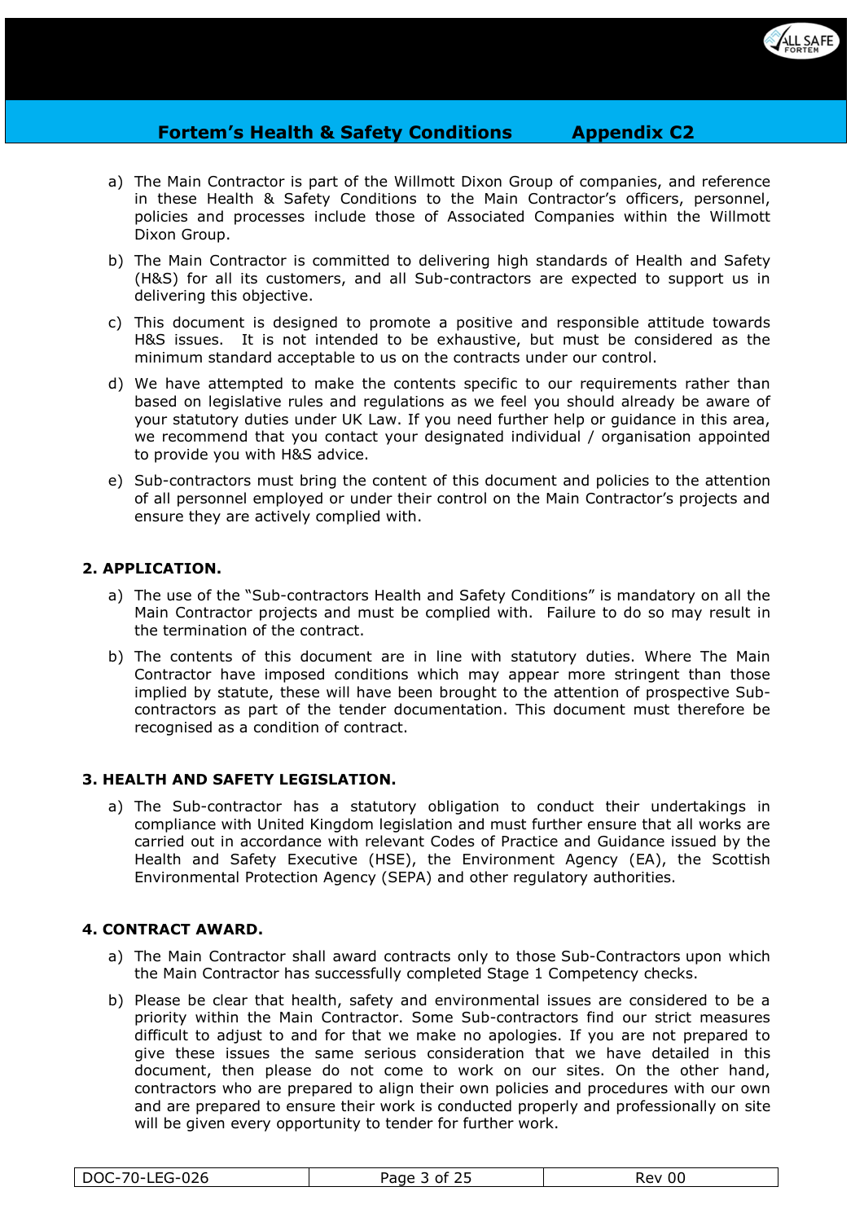a) The Main Contractor is part of the Willmott Dixon Group of companies, and reference in these Health & Safety Conditions to the Main Contractor's officers, personnel, policies and processes include those of Associated Companies within the Willmott Dixon Group.

b) The Main Contractor is committed to delivering high standards of Health and Safety (H&S) for all its customers, and all Sub-contractors are expected to support us in delivering this objective.

c) This document is designed to promote a positive and responsible attitude towards H&S issues. It is not intended to be exhaustive, but must be considered as the minimum standard acceptable to us on the contracts under our control.

d) We have attempted to make the contents specific to our requirements rather than based on legislative rules and regulations as we feel you should already be aware of your statutory duties under UK Law. If you need further help or guidance in this area, we recommend that you contact your designated individual / organisation appointed to provide you with H&S advice.

e) Sub-contractors must bring the content of this document and policies to the attention of all personnel employed or under their control on the Main Contractor's projects and ensure they are actively complied with.

## 2. APPLICATION.

a) The use of the "Sub-contractors Health and Safety Conditions" is mandatory on all the Main Contractor projects and must be complied with. Failure to do so may result in the termination of the contract.

b) The contents of this document are in line with statutory duties. Where The Main Contractor have imposed conditions which may appear more stringent than those implied by statute, these will have been brought to the attention of prospective Sub-contractors as part of the tender documentation. This document must therefore be recognised as a condition of contract.

## 3. HEALTH AND SAFETY LEGISLATION.

a) The Sub-contractor has a statutory obligation to conduct their undertakings in compliance with United Kingdom legislation and must further ensure that all works are carried out in accordance with relevant Codes of Practice and Guidance issued by the Health and Safety Executive (HSE), the Environment Agency (EA), the Scottish Environmental Protection Agency (SEPA) and other regulatory authorities.

## 4. CONTRACT AWARD.

a) The Main Contractor shall award contracts only to those Sub-Contractors upon which the Main Contractor has successfully completed Stage 1 Competency checks.

b) Please be clear that health, safety and environmental issues are considered to be a priority within the Main Contractor. Some Sub-contractors find our strict measures difficult to adjust to and for that we make no apologies. If you are not prepared to give these issues the same serious consideration that we have detailed in this document, then please do not come to work on our sites. On the other hand, contractors who are prepared to align their own policies and procedures with our own and are prepared to ensure their work is conducted properly and professionally on site will be given every opportunity to tender for further work.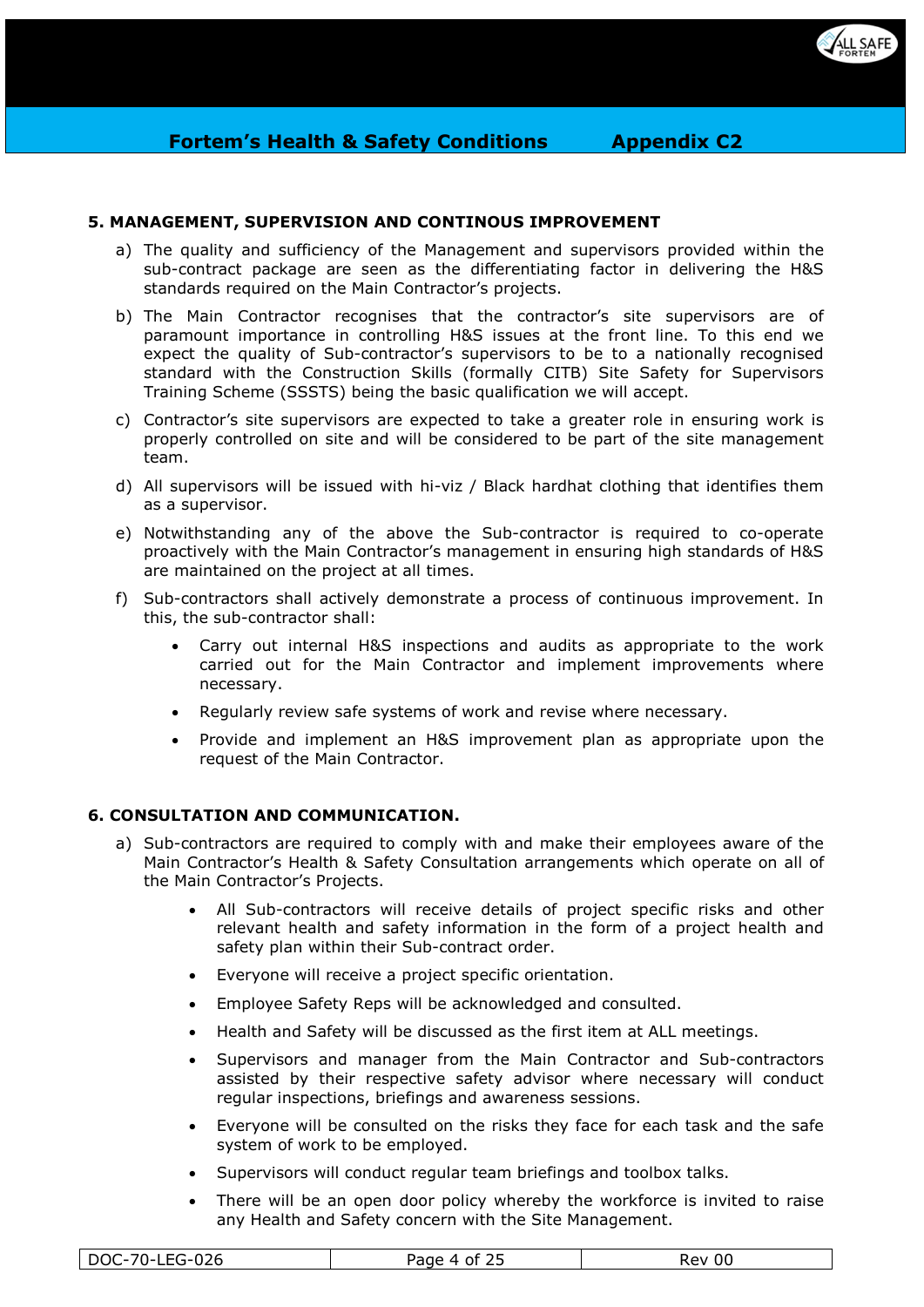## 5. MANAGEMENT, SUPERVISION AND CONTINOUS IMPROVEMENT

a) The quality and sufficiency of the Management and supervisors provided within the sub-contract package are seen as the differentiating factor in delivering the H&S standards required on the Main Contractor's projects.

b) The Main Contractor recognises that the contractor's site supervisors are of paramount importance in controlling H&S issues at the front line. To this end we expect the quality of Sub-contractor's supervisors to be to a nationally recognised standard with the Construction Skills (formally CITB) Site Safety for Supervisors Training Scheme (SSSTS) being the basic qualification we will accept.

c) Contractor's site supervisors are expected to take a greater role in ensuring work is properly controlled on site and will be considered to be part of the site management team.

d) All supervisors will be issued with hi-viz / Black hardhat clothing that identifies them as a supervisor.

e) Notwithstanding any of the above the Sub-contractor is required to co-operate proactively with the Main Contractor's management in ensuring high standards of H&S are maintained on the project at all times.

f) Sub-contractors shall actively demonstrate a process of continuous improvement. In this, the sub-contractor shall:

- Carry out internal H&S inspections and audits as appropriate to the work carried out for the Main Contractor and implement improvements where necessary.
- Regularly review safe systems of work and revise where necessary.
- Provide and implement an H&S improvement plan as appropriate upon the request of the Main Contractor.

## 6. CONSULTATION AND COMMUNICATION.

a) Sub-contractors are required to comply with and make their employees aware of the Main Contractor's Health & Safety Consultation arrangements which operate on all of the Main Contractor's Projects.

- All Sub-contractors will receive details of project specific risks and other relevant health and safety information in the form of a project health and safety plan within their Sub-contract order.
- Everyone will receive a project specific orientation.
- Employee Safety Reps will be acknowledged and consulted.
- Health and Safety will be discussed as the first item at ALL meetings.
- Supervisors and manager from the Main Contractor and Sub-contractors assisted by their respective safety advisor where necessary will conduct regular inspections, briefings and awareness sessions.
- Everyone will be consulted on the risks they face for each task and the safe system of work to be employed.
- Supervisors will conduct regular team briefings and toolbox talks.
- There will be an open door policy whereby the workforce is invited to raise any Health and Safety concern with the Site Management.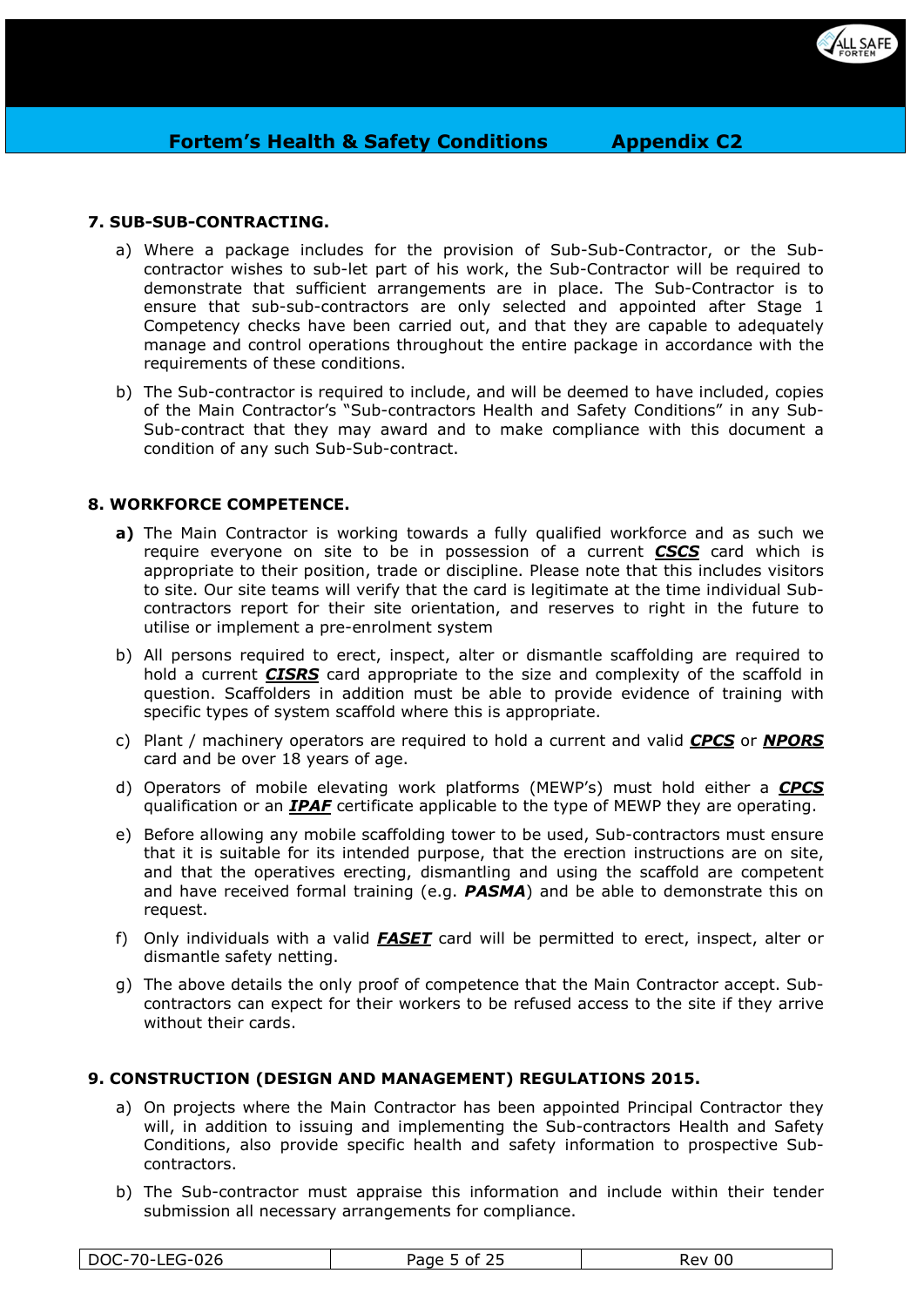## 7. SUB-SUB-CONTRACTING.

a) Where a package includes for the provision of Sub-Sub-Contractor, or the Sub-contractor wishes to sub-let part of his work, the Sub-Contractor will be required to demonstrate that sufficient arrangements are in place. The Sub-Contractor is to ensure that sub-sub-contractors are only selected and appointed after Stage 1 Competency checks have been carried out, and that they are capable to adequately manage and control operations throughout the entire package in accordance with the requirements of these conditions.

b) The Sub-contractor is required to include, and will be deemed to have included, copies of the Main Contractor's "Sub-contractors Health and Safety Conditions" in any Sub-Sub-contract that they may award and to make compliance with this document a condition of any such Sub-Sub-contract.

## 8. WORKFORCE COMPETENCE.

**a)** The Main Contractor is working towards a fully qualified workforce and as such we require everyone on site to be in possession of a current ***CSCS*** card which is appropriate to their position, trade or discipline. Please note that this includes visitors to site. Our site teams will verify that the card is legitimate at the time individual Sub-contractors report for their site orientation, and reserves to right in the future to utilise or implement a pre-enrolment system

b) All persons required to erect, inspect, alter or dismantle scaffolding are required to hold a current ***CISRS*** card appropriate to the size and complexity of the scaffold in question. Scaffolders in addition must be able to provide evidence of training with specific types of system scaffold where this is appropriate.

c) Plant / machinery operators are required to hold a current and valid ***CPCS*** or ***NPORS*** card and be over 18 years of age.

d) Operators of mobile elevating work platforms (MEWP's) must hold either a ***CPCS*** qualification or an ***IPAF*** certificate applicable to the type of MEWP they are operating.

e) Before allowing any mobile scaffolding tower to be used, Sub-contractors must ensure that it is suitable for its intended purpose, that the erection instructions are on site, and that the operatives erecting, dismantling and using the scaffold are competent and have received formal training (e.g. ***PASMA***) and be able to demonstrate this on request.

f) Only individuals with a valid ***FASET*** card will be permitted to erect, inspect, alter or dismantle safety netting.

g) The above details the only proof of competence that the Main Contractor accept. Sub-contractors can expect for their workers to be refused access to the site if they arrive without their cards.

## 9. CONSTRUCTION (DESIGN AND MANAGEMENT) REGULATIONS 2015.

a) On projects where the Main Contractor has been appointed Principal Contractor they will, in addition to issuing and implementing the Sub-contractors Health and Safety Conditions, also provide specific health and safety information to prospective Sub-contractors.

b) The Sub-contractor must appraise this information and include within their tender submission all necessary arrangements for compliance.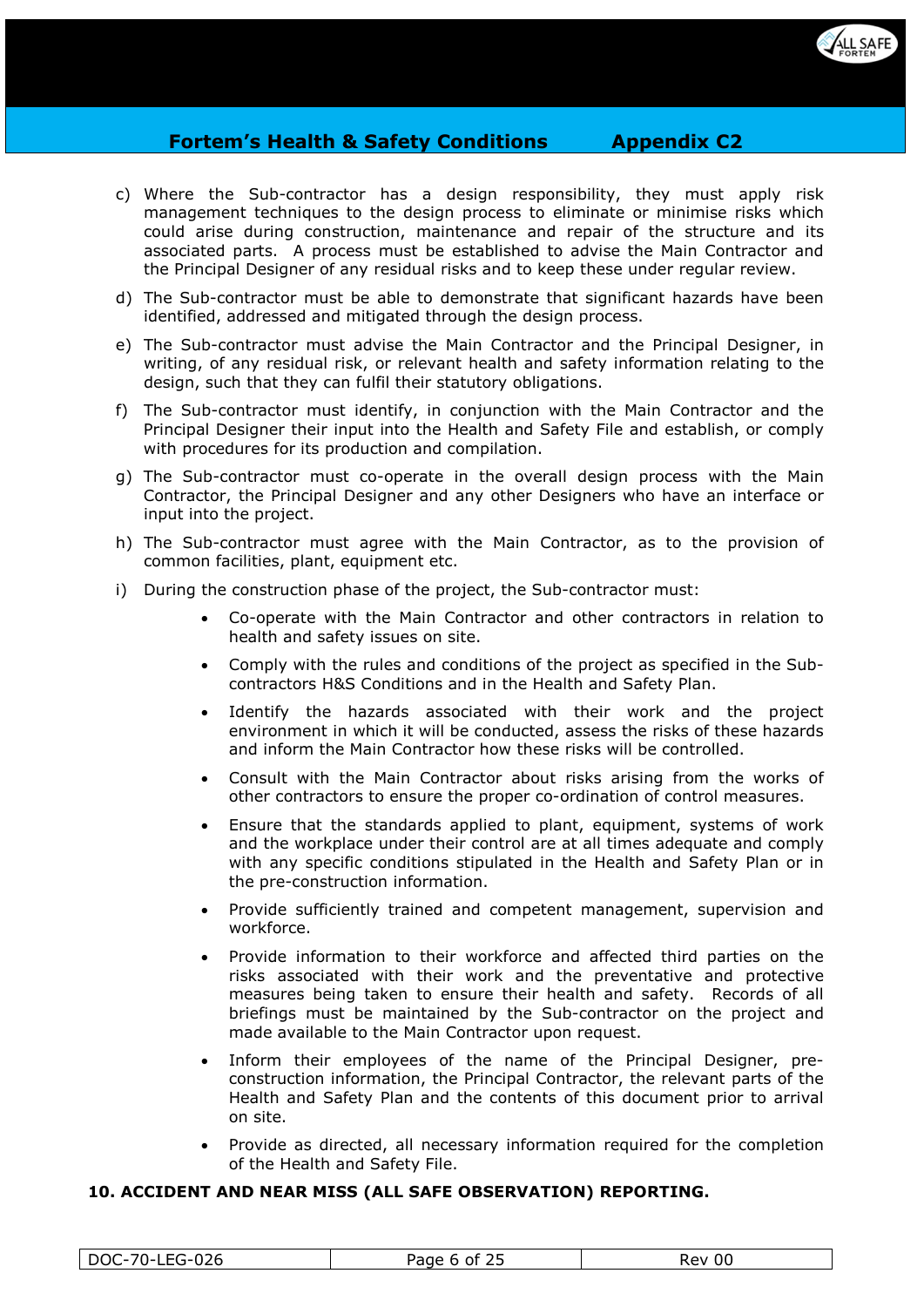c) Where the Sub-contractor has a design responsibility, they must apply risk management techniques to the design process to eliminate or minimise risks which could arise during construction, maintenance and repair of the structure and its associated parts. A process must be established to advise the Main Contractor and the Principal Designer of any residual risks and to keep these under regular review.

d) The Sub-contractor must be able to demonstrate that significant hazards have been identified, addressed and mitigated through the design process.

e) The Sub-contractor must advise the Main Contractor and the Principal Designer, in writing, of any residual risk, or relevant health and safety information relating to the design, such that they can fulfil their statutory obligations.

f) The Sub-contractor must identify, in conjunction with the Main Contractor and the Principal Designer their input into the Health and Safety File and establish, or comply with procedures for its production and compilation.

g) The Sub-contractor must co-operate in the overall design process with the Main Contractor, the Principal Designer and any other Designers who have an interface or input into the project.

h) The Sub-contractor must agree with the Main Contractor, as to the provision of common facilities, plant, equipment etc.

i) During the construction phase of the project, the Sub-contractor must:

- Co-operate with the Main Contractor and other contractors in relation to health and safety issues on site.
- Comply with the rules and conditions of the project as specified in the Sub-contractors H&S Conditions and in the Health and Safety Plan.
- Identify the hazards associated with their work and the project environment in which it will be conducted, assess the risks of these hazards and inform the Main Contractor how these risks will be controlled.
- Consult with the Main Contractor about risks arising from the works of other contractors to ensure the proper co-ordination of control measures.
- Ensure that the standards applied to plant, equipment, systems of work and the workplace under their control are at all times adequate and comply with any specific conditions stipulated in the Health and Safety Plan or in the pre-construction information.
- Provide sufficiently trained and competent management, supervision and workforce.
- Provide information to their workforce and affected third parties on the risks associated with their work and the preventative and protective measures being taken to ensure their health and safety. Records of all briefings must be maintained by the Sub-contractor on the project and made available to the Main Contractor upon request.
- Inform their employees of the name of the Principal Designer, pre-construction information, the Principal Contractor, the relevant parts of the Health and Safety Plan and the contents of this document prior to arrival on site.
- Provide as directed, all necessary information required for the completion of the Health and Safety File.

## 10. ACCIDENT AND NEAR MISS (ALL SAFE OBSERVATION) REPORTING.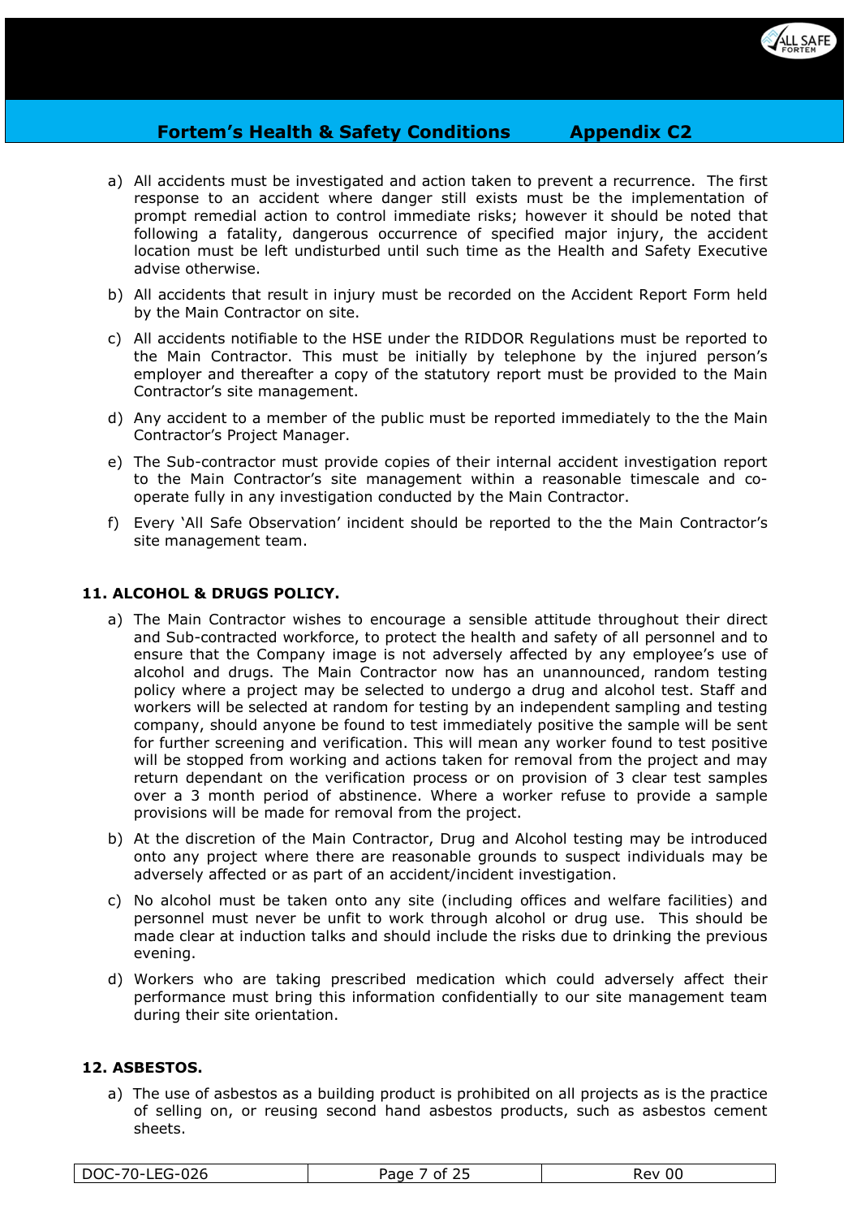a) All accidents must be investigated and action taken to prevent a recurrence. The first response to an accident where danger still exists must be the implementation of prompt remedial action to control immediate risks; however it should be noted that following a fatality, dangerous occurrence of specified major injury, the accident location must be left undisturbed until such time as the Health and Safety Executive advise otherwise.

b) All accidents that result in injury must be recorded on the Accident Report Form held by the Main Contractor on site.

c) All accidents notifiable to the HSE under the RIDDOR Regulations must be reported to the Main Contractor. This must be initially by telephone by the injured person's employer and thereafter a copy of the statutory report must be provided to the Main Contractor's site management.

d) Any accident to a member of the public must be reported immediately to the the Main Contractor's Project Manager.

e) The Sub-contractor must provide copies of their internal accident investigation report to the Main Contractor's site management within a reasonable timescale and co-operate fully in any investigation conducted by the Main Contractor.

f) Every 'All Safe Observation' incident should be reported to the the Main Contractor's site management team.

## 11. ALCOHOL & DRUGS POLICY.

a) The Main Contractor wishes to encourage a sensible attitude throughout their direct and Sub-contracted workforce, to protect the health and safety of all personnel and to ensure that the Company image is not adversely affected by any employee's use of alcohol and drugs. The Main Contractor now has an unannounced, random testing policy where a project may be selected to undergo a drug and alcohol test. Staff and workers will be selected at random for testing by an independent sampling and testing company, should anyone be found to test immediately positive the sample will be sent for further screening and verification. This will mean any worker found to test positive will be stopped from working and actions taken for removal from the project and may return dependant on the verification process or on provision of 3 clear test samples over a 3 month period of abstinence. Where a worker refuse to provide a sample provisions will be made for removal from the project.

b) At the discretion of the Main Contractor, Drug and Alcohol testing may be introduced onto any project where there are reasonable grounds to suspect individuals may be adversely affected or as part of an accident/incident investigation.

c) No alcohol must be taken onto any site (including offices and welfare facilities) and personnel must never be unfit to work through alcohol or drug use. This should be made clear at induction talks and should include the risks due to drinking the previous evening.

d) Workers who are taking prescribed medication which could adversely affect their performance must bring this information confidentially to our site management team during their site orientation.

## 12. ASBESTOS.

a) The use of asbestos as a building product is prohibited on all projects as is the practice of selling on, or reusing second hand asbestos products, such as asbestos cement sheets.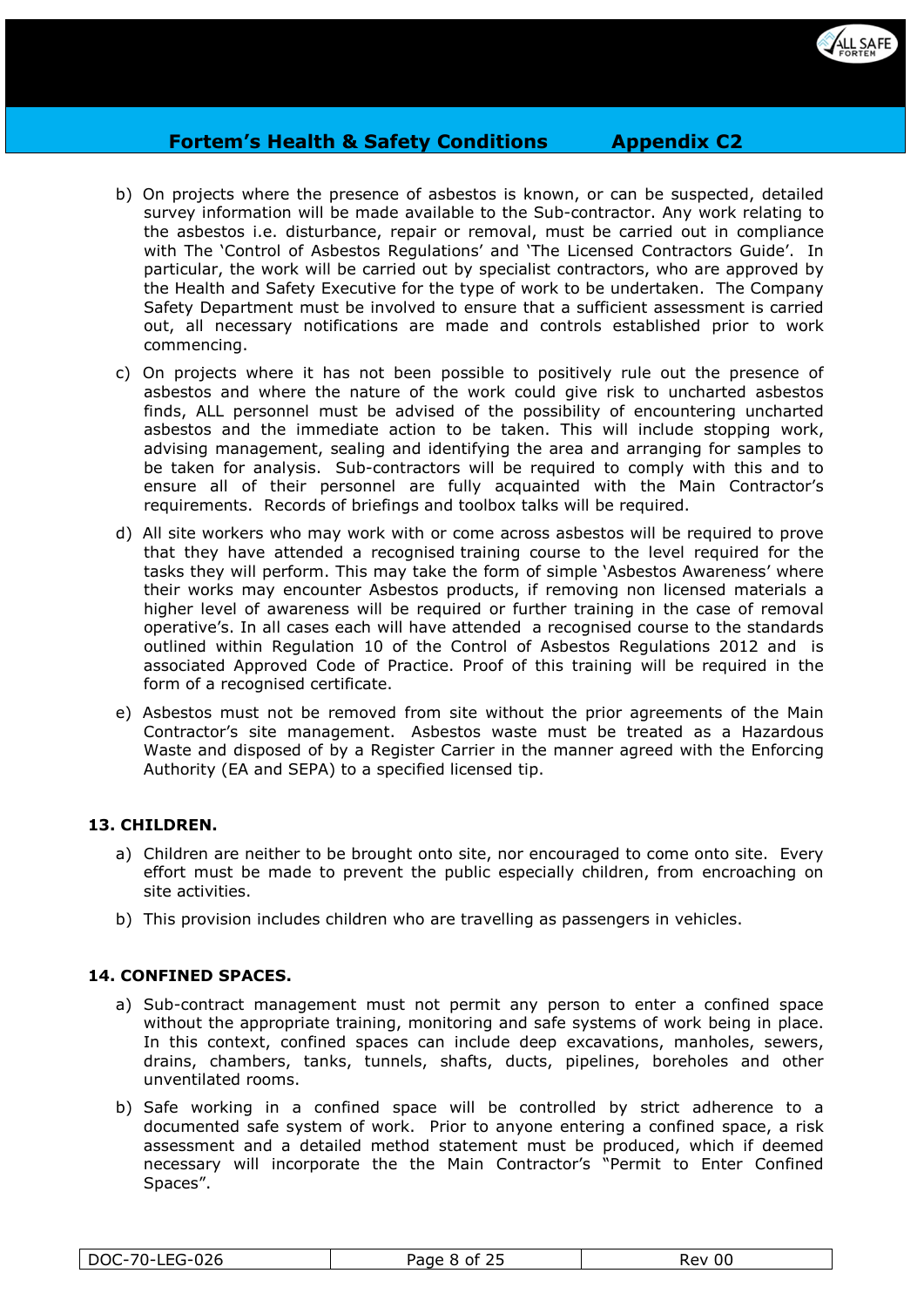b) On projects where the presence of asbestos is known, or can be suspected, detailed survey information will be made available to the Sub-contractor. Any work relating to the asbestos i.e. disturbance, repair or removal, must be carried out in compliance with The 'Control of Asbestos Regulations' and 'The Licensed Contractors Guide'. In particular, the work will be carried out by specialist contractors, who are approved by the Health and Safety Executive for the type of work to be undertaken. The Company Safety Department must be involved to ensure that a sufficient assessment is carried out, all necessary notifications are made and controls established prior to work commencing.

c) On projects where it has not been possible to positively rule out the presence of asbestos and where the nature of the work could give risk to uncharted asbestos finds, ALL personnel must be advised of the possibility of encountering uncharted asbestos and the immediate action to be taken. This will include stopping work, advising management, sealing and identifying the area and arranging for samples to be taken for analysis. Sub-contractors will be required to comply with this and to ensure all of their personnel are fully acquainted with the Main Contractor's requirements. Records of briefings and toolbox talks will be required.

d) All site workers who may work with or come across asbestos will be required to prove that they have attended a recognised training course to the level required for the tasks they will perform. This may take the form of simple 'Asbestos Awareness' where their works may encounter Asbestos products, if removing non licensed materials a higher level of awareness will be required or further training in the case of removal operative's. In all cases each will have attended a recognised course to the standards outlined within Regulation 10 of the Control of Asbestos Regulations 2012 and is associated Approved Code of Practice. Proof of this training will be required in the form of a recognised certificate.

e) Asbestos must not be removed from site without the prior agreements of the Main Contractor's site management. Asbestos waste must be treated as a Hazardous Waste and disposed of by a Register Carrier in the manner agreed with the Enforcing Authority (EA and SEPA) to a specified licensed tip.

## 13. CHILDREN.

a) Children are neither to be brought onto site, nor encouraged to come onto site. Every effort must be made to prevent the public especially children, from encroaching on site activities.

b) This provision includes children who are travelling as passengers in vehicles.

## 14. CONFINED SPACES.

a) Sub-contract management must not permit any person to enter a confined space without the appropriate training, monitoring and safe systems of work being in place. In this context, confined spaces can include deep excavations, manholes, sewers, drains, chambers, tanks, tunnels, shafts, ducts, pipelines, boreholes and other unventilated rooms.

b) Safe working in a confined space will be controlled by strict adherence to a documented safe system of work. Prior to anyone entering a confined space, a risk assessment and a detailed method statement must be produced, which if deemed necessary will incorporate the the Main Contractor's "Permit to Enter Confined Spaces".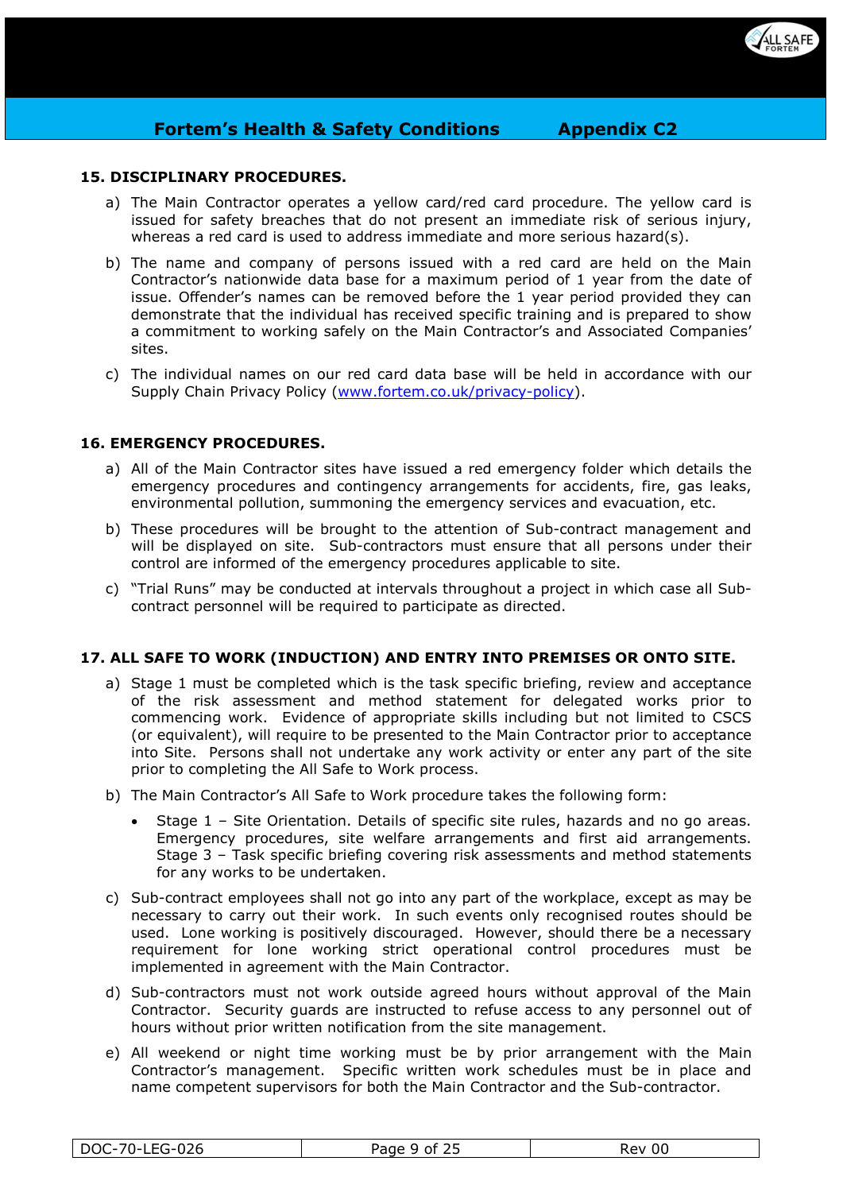## 15. DISCIPLINARY PROCEDURES.

a) The Main Contractor operates a yellow card/red card procedure. The yellow card is issued for safety breaches that do not present an immediate risk of serious injury, whereas a red card is used to address immediate and more serious hazard(s).

b) The name and company of persons issued with a red card are held on the Main Contractor's nationwide data base for a maximum period of 1 year from the date of issue. Offender's names can be removed before the 1 year period provided they can demonstrate that the individual has received specific training and is prepared to show a commitment to working safely on the Main Contractor's and Associated Companies' sites.

c) The individual names on our red card data base will be held in accordance with our Supply Chain Privacy Policy (www.fortem.co.uk/privacy-policy).

## 16. EMERGENCY PROCEDURES.

a) All of the Main Contractor sites have issued a red emergency folder which details the emergency procedures and contingency arrangements for accidents, fire, gas leaks, environmental pollution, summoning the emergency services and evacuation, etc.

b) These procedures will be brought to the attention of Sub-contract management and will be displayed on site. Sub-contractors must ensure that all persons under their control are informed of the emergency procedures applicable to site.

c) "Trial Runs" may be conducted at intervals throughout a project in which case all Sub-contract personnel will be required to participate as directed.

## 17. ALL SAFE TO WORK (INDUCTION) AND ENTRY INTO PREMISES OR ONTO SITE.

a) Stage 1 must be completed which is the task specific briefing, review and acceptance of the risk assessment and method statement for delegated works prior to commencing work. Evidence of appropriate skills including but not limited to CSCS (or equivalent), will require to be presented to the Main Contractor prior to acceptance into Site. Persons shall not undertake any work activity or enter any part of the site prior to completing the All Safe to Work process.

b) The Main Contractor's All Safe to Work procedure takes the following form:

   - Stage 1 – Site Orientation. Details of specific site rules, hazards and no go areas. Emergency procedures, site welfare arrangements and first aid arrangements. Stage 3 – Task specific briefing covering risk assessments and method statements for any works to be undertaken.

c) Sub-contract employees shall not go into any part of the workplace, except as may be necessary to carry out their work. In such events only recognised routes should be used. Lone working is positively discouraged. However, should there be a necessary requirement for lone working strict operational control procedures must be implemented in agreement with the Main Contractor.

d) Sub-contractors must not work outside agreed hours without approval of the Main Contractor. Security guards are instructed to refuse access to any personnel out of hours without prior written notification from the site management.

e) All weekend or night time working must be by prior arrangement with the Main Contractor's management. Specific written work schedules must be in place and name competent supervisors for both the Main Contractor and the Sub-contractor.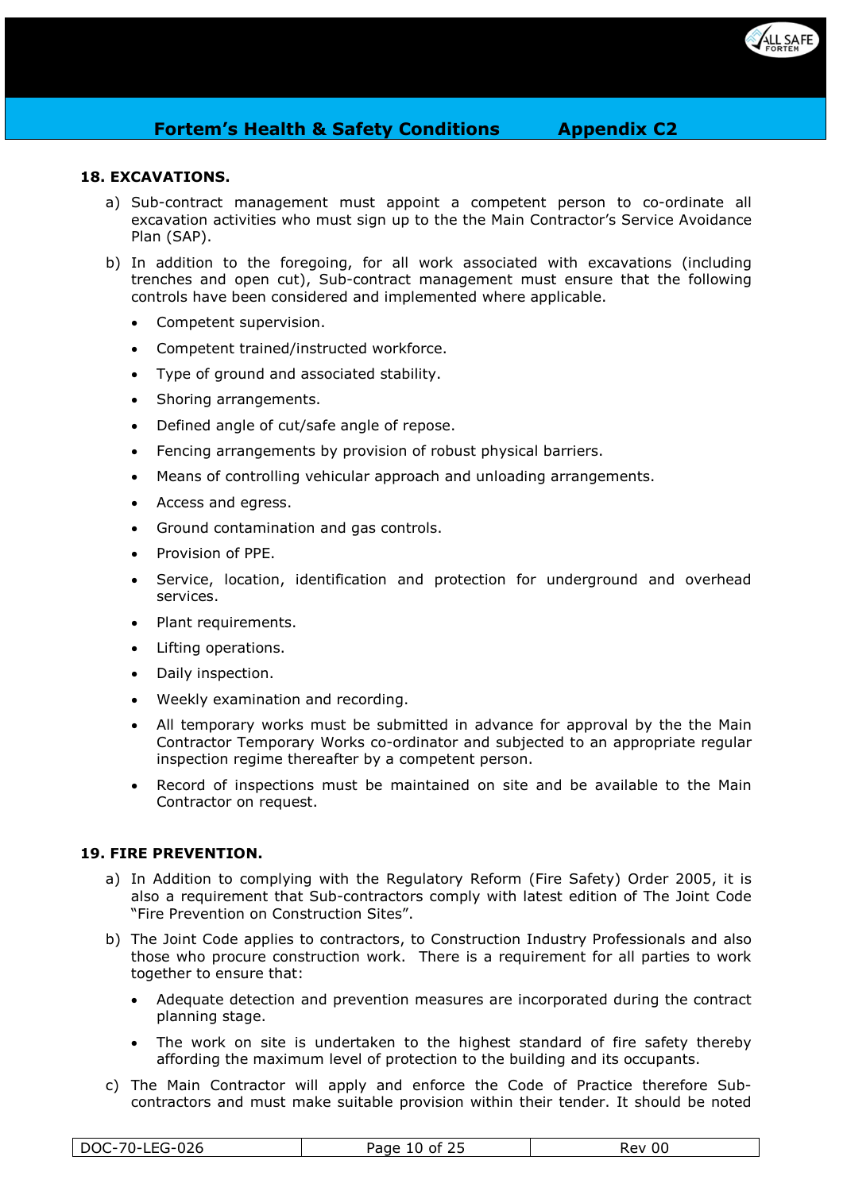### 18. EXCAVATIONS.

a) Sub-contract management must appoint a competent person to co-ordinate all excavation activities who must sign up to the the Main Contractor's Service Avoidance Plan (SAP).

b) In addition to the foregoing, for all work associated with excavations (including trenches and open cut), Sub-contract management must ensure that the following controls have been considered and implemented where applicable.

- Competent supervision.
- Competent trained/instructed workforce.
- Type of ground and associated stability.
- Shoring arrangements.
- Defined angle of cut/safe angle of repose.
- Fencing arrangements by provision of robust physical barriers.
- Means of controlling vehicular approach and unloading arrangements.
- Access and egress.
- Ground contamination and gas controls.
- Provision of PPE.
- Service, location, identification and protection for underground and overhead services.
- Plant requirements.
- Lifting operations.
- Daily inspection.
- Weekly examination and recording.
- All temporary works must be submitted in advance for approval by the the Main Contractor Temporary Works co-ordinator and subjected to an appropriate regular inspection regime thereafter by a competent person.
- Record of inspections must be maintained on site and be available to the Main Contractor on request.

### 19. FIRE PREVENTION.

a) In Addition to complying with the Regulatory Reform (Fire Safety) Order 2005, it is also a requirement that Sub-contractors comply with latest edition of The Joint Code "Fire Prevention on Construction Sites".

b) The Joint Code applies to contractors, to Construction Industry Professionals and also those who procure construction work. There is a requirement for all parties to work together to ensure that:

- Adequate detection and prevention measures are incorporated during the contract planning stage.
- The work on site is undertaken to the highest standard of fire safety thereby affording the maximum level of protection to the building and its occupants.

c) The Main Contractor will apply and enforce the Code of Practice therefore Sub-contractors and must make suitable provision within their tender. It should be noted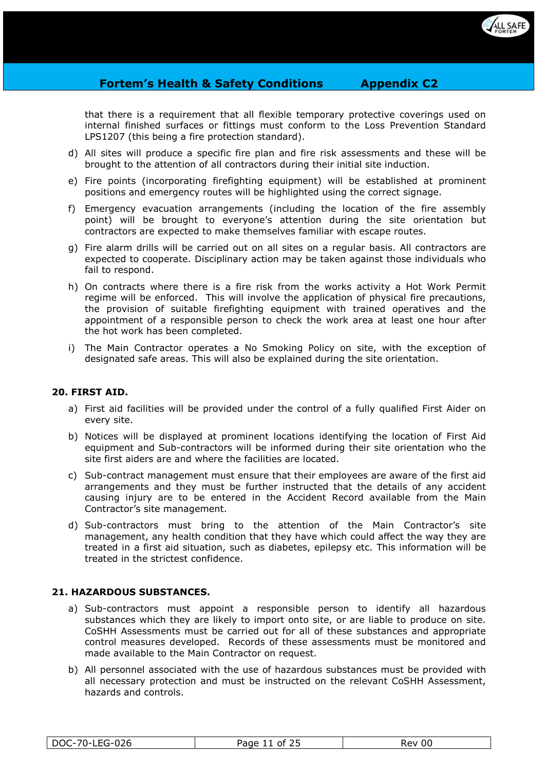that there is a requirement that all flexible temporary protective coverings used on internal finished surfaces or fittings must conform to the Loss Prevention Standard LPS1207 (this being a fire protection standard).

d) All sites will produce a specific fire plan and fire risk assessments and these will be brought to the attention of all contractors during their initial site induction.

e) Fire points (incorporating firefighting equipment) will be established at prominent positions and emergency routes will be highlighted using the correct signage.

f) Emergency evacuation arrangements (including the location of the fire assembly point) will be brought to everyone's attention during the site orientation but contractors are expected to make themselves familiar with escape routes.

g) Fire alarm drills will be carried out on all sites on a regular basis. All contractors are expected to cooperate. Disciplinary action may be taken against those individuals who fail to respond.

h) On contracts where there is a fire risk from the works activity a Hot Work Permit regime will be enforced. This will involve the application of physical fire precautions, the provision of suitable firefighting equipment with trained operatives and the appointment of a responsible person to check the work area at least one hour after the hot work has been completed.

i) The Main Contractor operates a No Smoking Policy on site, with the exception of designated safe areas. This will also be explained during the site orientation.

## 20. FIRST AID.

a) First aid facilities will be provided under the control of a fully qualified First Aider on every site.

b) Notices will be displayed at prominent locations identifying the location of First Aid equipment and Sub-contractors will be informed during their site orientation who the site first aiders are and where the facilities are located.

c) Sub-contract management must ensure that their employees are aware of the first aid arrangements and they must be further instructed that the details of any accident causing injury are to be entered in the Accident Record available from the Main Contractor's site management.

d) Sub-contractors must bring to the attention of the Main Contractor's site management, any health condition that they have which could affect the way they are treated in a first aid situation, such as diabetes, epilepsy etc. This information will be treated in the strictest confidence.

## 21. HAZARDOUS SUBSTANCES.

a) Sub-contractors must appoint a responsible person to identify all hazardous substances which they are likely to import onto site, or are liable to produce on site. CoSHH Assessments must be carried out for all of these substances and appropriate control measures developed. Records of these assessments must be monitored and made available to the Main Contractor on request.

b) All personnel associated with the use of hazardous substances must be provided with all necessary protection and must be instructed on the relevant CoSHH Assessment, hazards and controls.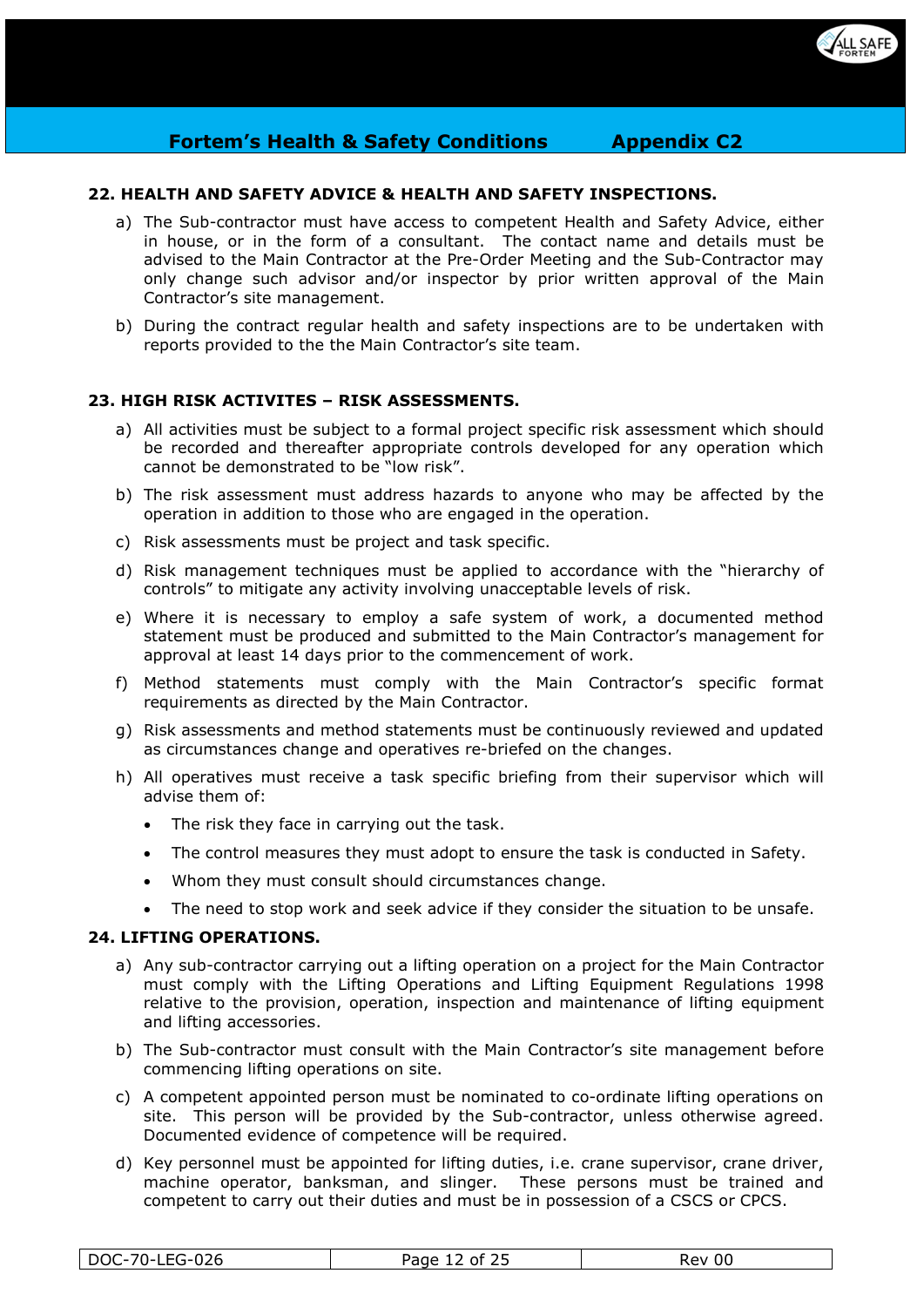## 22. HEALTH AND SAFETY ADVICE & HEALTH AND SAFETY INSPECTIONS.

a) The Sub-contractor must have access to competent Health and Safety Advice, either in house, or in the form of a consultant. The contact name and details must be advised to the Main Contractor at the Pre-Order Meeting and the Sub-Contractor may only change such advisor and/or inspector by prior written approval of the Main Contractor's site management.

b) During the contract regular health and safety inspections are to be undertaken with reports provided to the the Main Contractor's site team.

## 23. HIGH RISK ACTIVITES – RISK ASSESSMENTS.

a) All activities must be subject to a formal project specific risk assessment which should be recorded and thereafter appropriate controls developed for any operation which cannot be demonstrated to be "low risk".

b) The risk assessment must address hazards to anyone who may be affected by the operation in addition to those who are engaged in the operation.

c) Risk assessments must be project and task specific.

d) Risk management techniques must be applied to accordance with the "hierarchy of controls" to mitigate any activity involving unacceptable levels of risk.

e) Where it is necessary to employ a safe system of work, a documented method statement must be produced and submitted to the Main Contractor's management for approval at least 14 days prior to the commencement of work.

f) Method statements must comply with the Main Contractor's specific format requirements as directed by the Main Contractor.

g) Risk assessments and method statements must be continuously reviewed and updated as circumstances change and operatives re-briefed on the changes.

h) All operatives must receive a task specific briefing from their supervisor which will advise them of:

- The risk they face in carrying out the task.
- The control measures they must adopt to ensure the task is conducted in Safety.
- Whom they must consult should circumstances change.
- The need to stop work and seek advice if they consider the situation to be unsafe.

## 24. LIFTING OPERATIONS.

a) Any sub-contractor carrying out a lifting operation on a project for the Main Contractor must comply with the Lifting Operations and Lifting Equipment Regulations 1998 relative to the provision, operation, inspection and maintenance of lifting equipment and lifting accessories.

b) The Sub-contractor must consult with the Main Contractor's site management before commencing lifting operations on site.

c) A competent appointed person must be nominated to co-ordinate lifting operations on site. This person will be provided by the Sub-contractor, unless otherwise agreed. Documented evidence of competence will be required.

d) Key personnel must be appointed for lifting duties, i.e. crane supervisor, crane driver, machine operator, banksman, and slinger. These persons must be trained and competent to carry out their duties and must be in possession of a CSCS or CPCS.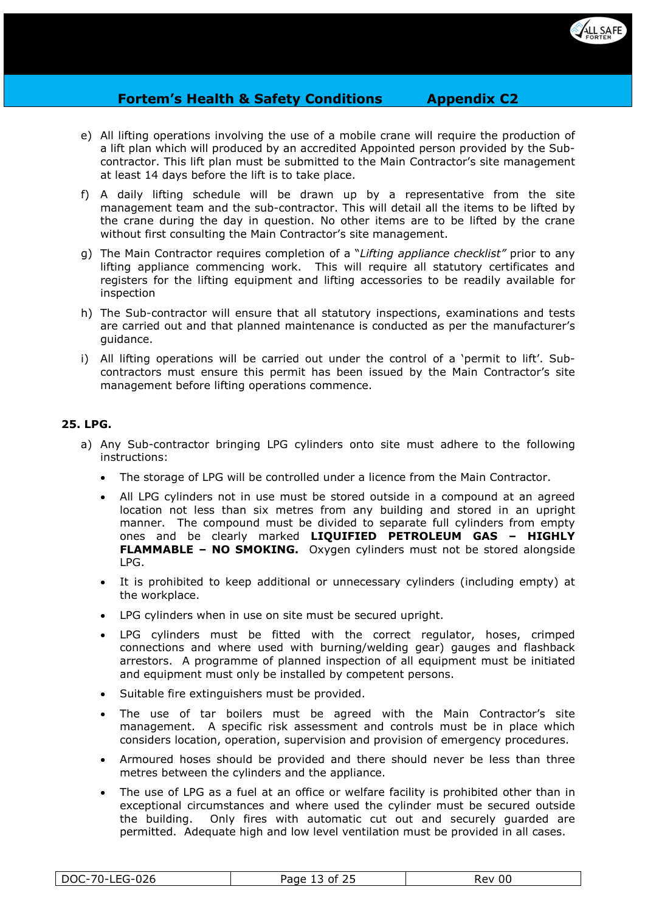e) All lifting operations involving the use of a mobile crane will require the production of a lift plan which will produced by an accredited Appointed person provided by the Sub-contractor. This lift plan must be submitted to the Main Contractor's site management at least 14 days before the lift is to take place.

f) A daily lifting schedule will be drawn up by a representative from the site management team and the sub-contractor. This will detail all the items to be lifted by the crane during the day in question. No other items are to be lifted by the crane without first consulting the Main Contractor's site management.

g) The Main Contractor requires completion of a "*Lifting appliance checklist"* prior to any lifting appliance commencing work. This will require all statutory certificates and registers for the lifting equipment and lifting accessories to be readily available for inspection

h) The Sub-contractor will ensure that all statutory inspections, examinations and tests are carried out and that planned maintenance is conducted as per the manufacturer's guidance.

i) All lifting operations will be carried out under the control of a 'permit to lift'. Sub-contractors must ensure this permit has been issued by the Main Contractor's site management before lifting operations commence.

## 25. LPG.

a) Any Sub-contractor bringing LPG cylinders onto site must adhere to the following instructions:

   - The storage of LPG will be controlled under a licence from the Main Contractor.
   - All LPG cylinders not in use must be stored outside in a compound at an agreed location not less than six metres from any building and stored in an upright manner. The compound must be divided to separate full cylinders from empty ones and be clearly marked **LIQUIFIED PETROLEUM GAS – HIGHLY FLAMMABLE – NO SMOKING.** Oxygen cylinders must not be stored alongside LPG.
   - It is prohibited to keep additional or unnecessary cylinders (including empty) at the workplace.
   - LPG cylinders when in use on site must be secured upright.
   - LPG cylinders must be fitted with the correct regulator, hoses, crimped connections and where used with burning/welding gear) gauges and flashback arrestors. A programme of planned inspection of all equipment must be initiated and equipment must only be installed by competent persons.
   - Suitable fire extinguishers must be provided.
   - The use of tar boilers must be agreed with the Main Contractor's site management. A specific risk assessment and controls must be in place which considers location, operation, supervision and provision of emergency procedures.
   - Armoured hoses should be provided and there should never be less than three metres between the cylinders and the appliance.
   - The use of LPG as a fuel at an office or welfare facility is prohibited other than in exceptional circumstances and where used the cylinder must be secured outside the building. Only fires with automatic cut out and securely guarded are permitted. Adequate high and low level ventilation must be provided in all cases.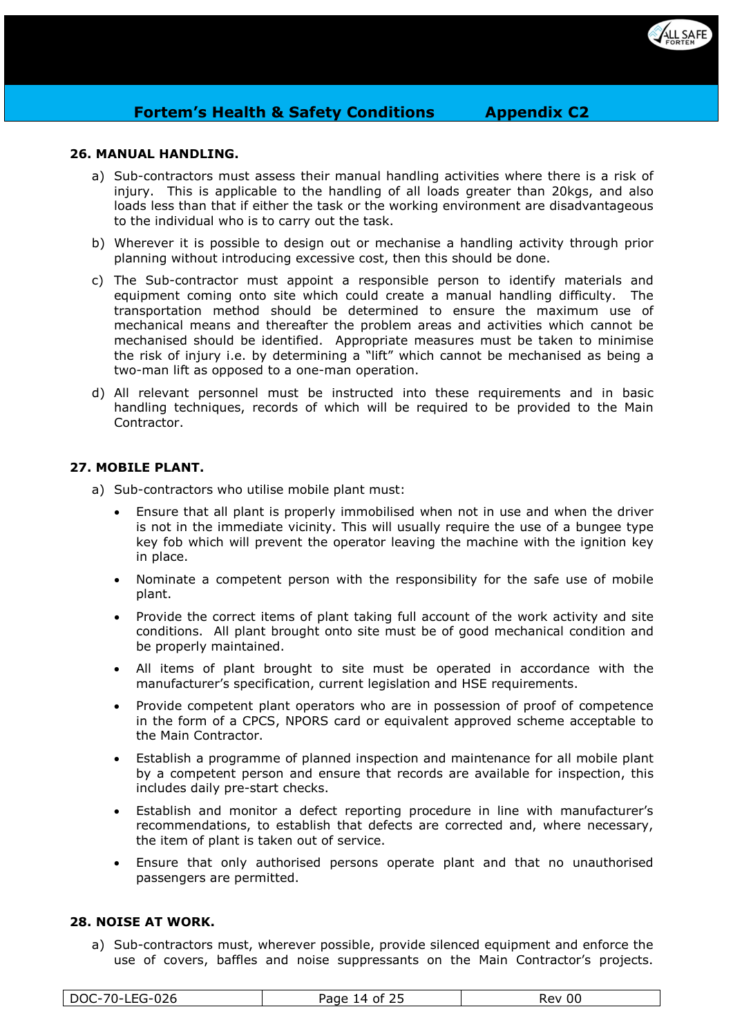## 26. MANUAL HANDLING.

a) Sub-contractors must assess their manual handling activities where there is a risk of injury. This is applicable to the handling of all loads greater than 20kgs, and also loads less than that if either the task or the working environment are disadvantageous to the individual who is to carry out the task.

b) Wherever it is possible to design out or mechanise a handling activity through prior planning without introducing excessive cost, then this should be done.

c) The Sub-contractor must appoint a responsible person to identify materials and equipment coming onto site which could create a manual handling difficulty. The transportation method should be determined to ensure the maximum use of mechanical means and thereafter the problem areas and activities which cannot be mechanised should be identified. Appropriate measures must be taken to minimise the risk of injury i.e. by determining a "lift" which cannot be mechanised as being a two-man lift as opposed to a one-man operation.

d) All relevant personnel must be instructed into these requirements and in basic handling techniques, records of which will be required to be provided to the Main Contractor.

## 27. MOBILE PLANT.

a) Sub-contractors who utilise mobile plant must:

- Ensure that all plant is properly immobilised when not in use and when the driver is not in the immediate vicinity. This will usually require the use of a bungee type key fob which will prevent the operator leaving the machine with the ignition key in place.
- Nominate a competent person with the responsibility for the safe use of mobile plant.
- Provide the correct items of plant taking full account of the work activity and site conditions. All plant brought onto site must be of good mechanical condition and be properly maintained.
- All items of plant brought to site must be operated in accordance with the manufacturer's specification, current legislation and HSE requirements.
- Provide competent plant operators who are in possession of proof of competence in the form of a CPCS, NPORS card or equivalent approved scheme acceptable to the Main Contractor.
- Establish a programme of planned inspection and maintenance for all mobile plant by a competent person and ensure that records are available for inspection, this includes daily pre-start checks.
- Establish and monitor a defect reporting procedure in line with manufacturer's recommendations, to establish that defects are corrected and, where necessary, the item of plant is taken out of service.
- Ensure that only authorised persons operate plant and that no unauthorised passengers are permitted.

## 28. NOISE AT WORK.

a) Sub-contractors must, wherever possible, provide silenced equipment and enforce the use of covers, baffles and noise suppressants on the Main Contractor's projects.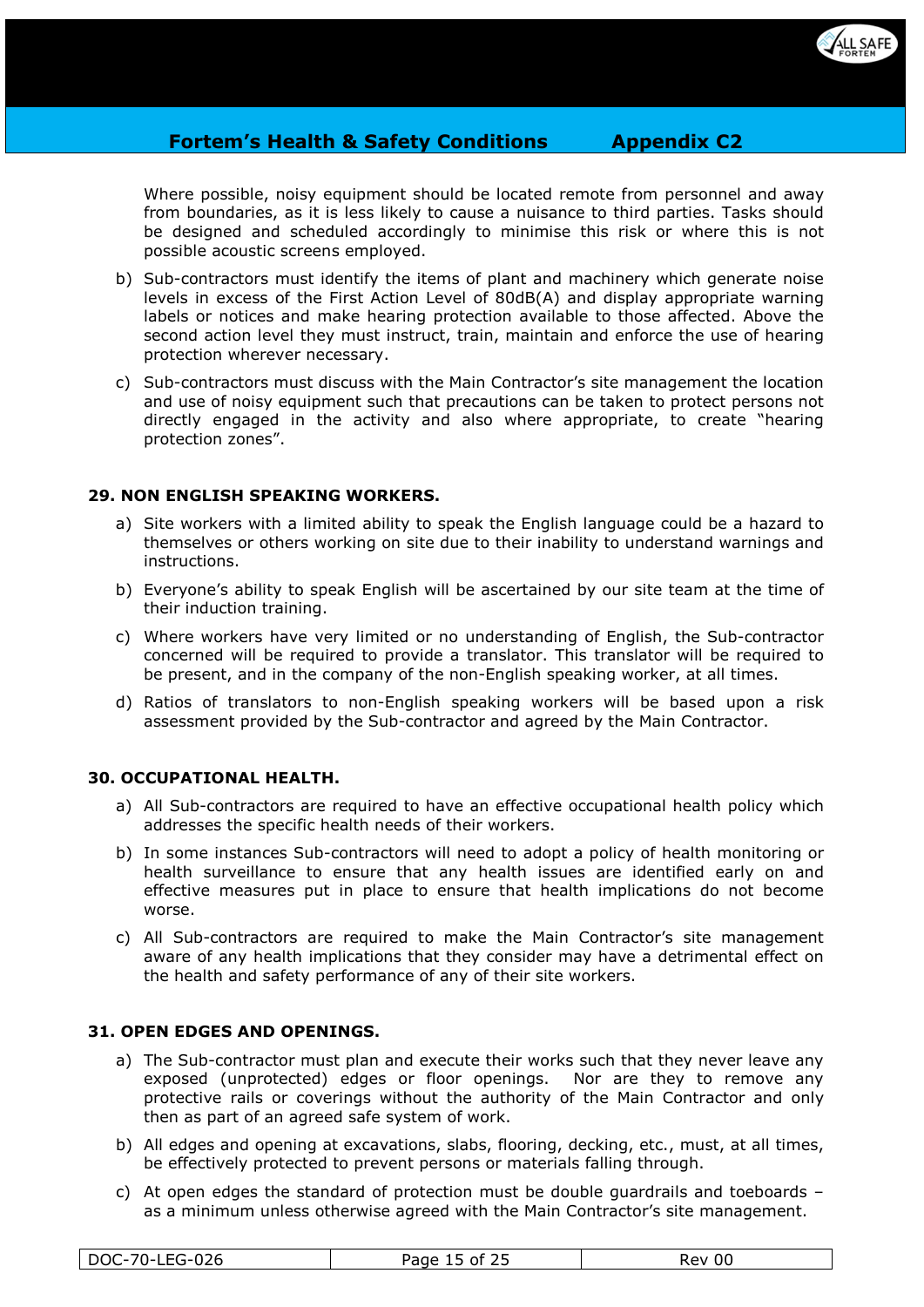Where possible, noisy equipment should be located remote from personnel and away from boundaries, as it is less likely to cause a nuisance to third parties. Tasks should be designed and scheduled accordingly to minimise this risk or where this is not possible acoustic screens employed.

b) Sub-contractors must identify the items of plant and machinery which generate noise levels in excess of the First Action Level of 80dB(A) and display appropriate warning labels or notices and make hearing protection available to those affected. Above the second action level they must instruct, train, maintain and enforce the use of hearing protection wherever necessary.

c) Sub-contractors must discuss with the Main Contractor's site management the location and use of noisy equipment such that precautions can be taken to protect persons not directly engaged in the activity and also where appropriate, to create "hearing protection zones".

### 29. NON ENGLISH SPEAKING WORKERS.

a) Site workers with a limited ability to speak the English language could be a hazard to themselves or others working on site due to their inability to understand warnings and instructions.

b) Everyone's ability to speak English will be ascertained by our site team at the time of their induction training.

c) Where workers have very limited or no understanding of English, the Sub-contractor concerned will be required to provide a translator. This translator will be required to be present, and in the company of the non-English speaking worker, at all times.

d) Ratios of translators to non-English speaking workers will be based upon a risk assessment provided by the Sub-contractor and agreed by the Main Contractor.

### 30. OCCUPATIONAL HEALTH.

a) All Sub-contractors are required to have an effective occupational health policy which addresses the specific health needs of their workers.

b) In some instances Sub-contractors will need to adopt a policy of health monitoring or health surveillance to ensure that any health issues are identified early on and effective measures put in place to ensure that health implications do not become worse.

c) All Sub-contractors are required to make the Main Contractor's site management aware of any health implications that they consider may have a detrimental effect on the health and safety performance of any of their site workers.

### 31. OPEN EDGES AND OPENINGS.

a) The Sub-contractor must plan and execute their works such that they never leave any exposed (unprotected) edges or floor openings. Nor are they to remove any protective rails or coverings without the authority of the Main Contractor and only then as part of an agreed safe system of work.

b) All edges and opening at excavations, slabs, flooring, decking, etc., must, at all times, be effectively protected to prevent persons or materials falling through.

c) At open edges the standard of protection must be double guardrails and toeboards – as a minimum unless otherwise agreed with the Main Contractor's site management.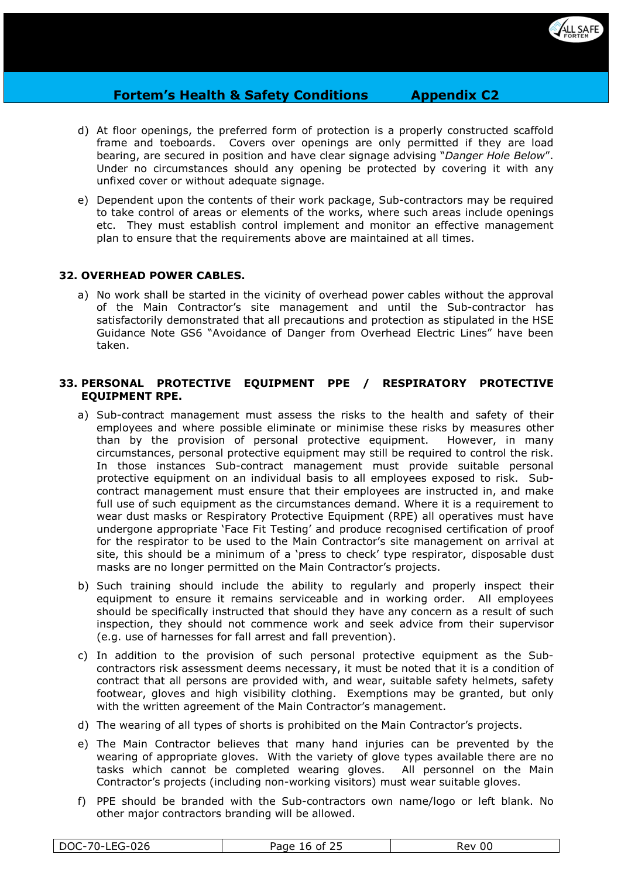d) At floor openings, the preferred form of protection is a properly constructed scaffold frame and toeboards. Covers over openings are only permitted if they are load bearing, are secured in position and have clear signage advising "*Danger Hole Below*". Under no circumstances should any opening be protected by covering it with any unfixed cover or without adequate signage.

e) Dependent upon the contents of their work package, Sub-contractors may be required to take control of areas or elements of the works, where such areas include openings etc. They must establish control implement and monitor an effective management plan to ensure that the requirements above are maintained at all times.

## 32. OVERHEAD POWER CABLES.

a) No work shall be started in the vicinity of overhead power cables without the approval of the Main Contractor's site management and until the Sub-contractor has satisfactorily demonstrated that all precautions and protection as stipulated in the HSE Guidance Note GS6 "Avoidance of Danger from Overhead Electric Lines" have been taken.

## 33. PERSONAL PROTECTIVE EQUIPMENT PPE / RESPIRATORY PROTECTIVE EQUIPMENT RPE.

a) Sub-contract management must assess the risks to the health and safety of their employees and where possible eliminate or minimise these risks by measures other than by the provision of personal protective equipment. However, in many circumstances, personal protective equipment may still be required to control the risk. In those instances Sub-contract management must provide suitable personal protective equipment on an individual basis to all employees exposed to risk. Sub-contract management must ensure that their employees are instructed in, and make full use of such equipment as the circumstances demand. Where it is a requirement to wear dust masks or Respiratory Protective Equipment (RPE) all operatives must have undergone appropriate 'Face Fit Testing' and produce recognised certification of proof for the respirator to be used to the Main Contractor's site management on arrival at site, this should be a minimum of a 'press to check' type respirator, disposable dust masks are no longer permitted on the Main Contractor's projects.

b) Such training should include the ability to regularly and properly inspect their equipment to ensure it remains serviceable and in working order. All employees should be specifically instructed that should they have any concern as a result of such inspection, they should not commence work and seek advice from their supervisor (e.g. use of harnesses for fall arrest and fall prevention).

c) In addition to the provision of such personal protective equipment as the Sub-contractors risk assessment deems necessary, it must be noted that it is a condition of contract that all persons are provided with, and wear, suitable safety helmets, safety footwear, gloves and high visibility clothing. Exemptions may be granted, but only with the written agreement of the Main Contractor's management.

d) The wearing of all types of shorts is prohibited on the Main Contractor's projects.

e) The Main Contractor believes that many hand injuries can be prevented by the wearing of appropriate gloves. With the variety of glove types available there are no tasks which cannot be completed wearing gloves. All personnel on the Main Contractor's projects (including non-working visitors) must wear suitable gloves.

f) PPE should be branded with the Sub-contractors own name/logo or left blank. No other major contractors branding will be allowed.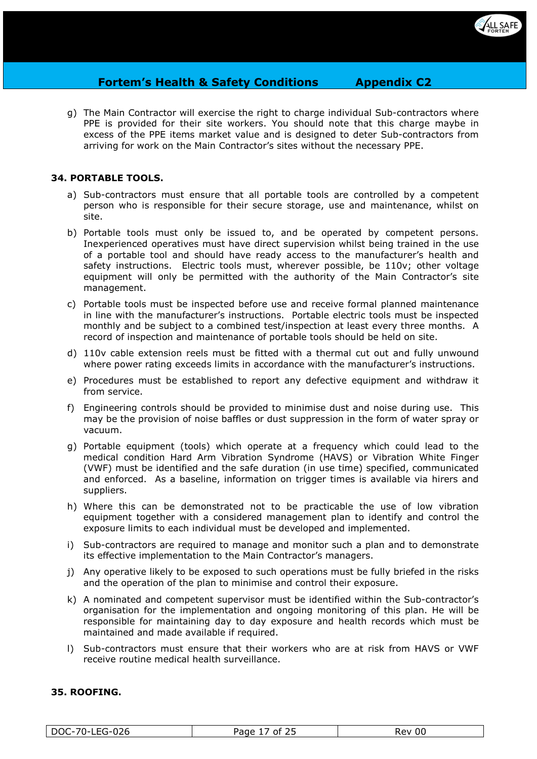g) The Main Contractor will exercise the right to charge individual Sub-contractors where PPE is provided for their site workers. You should note that this charge maybe in excess of the PPE items market value and is designed to deter Sub-contractors from arriving for work on the Main Contractor's sites without the necessary PPE.

## 34. PORTABLE TOOLS.

a) Sub-contractors must ensure that all portable tools are controlled by a competent person who is responsible for their secure storage, use and maintenance, whilst on site.

b) Portable tools must only be issued to, and be operated by competent persons. Inexperienced operatives must have direct supervision whilst being trained in the use of a portable tool and should have ready access to the manufacturer's health and safety instructions. Electric tools must, wherever possible, be 110v; other voltage equipment will only be permitted with the authority of the Main Contractor's site management.

c) Portable tools must be inspected before use and receive formal planned maintenance in line with the manufacturer's instructions. Portable electric tools must be inspected monthly and be subject to a combined test/inspection at least every three months. A record of inspection and maintenance of portable tools should be held on site.

d) 110v cable extension reels must be fitted with a thermal cut out and fully unwound where power rating exceeds limits in accordance with the manufacturer's instructions.

e) Procedures must be established to report any defective equipment and withdraw it from service.

f) Engineering controls should be provided to minimise dust and noise during use. This may be the provision of noise baffles or dust suppression in the form of water spray or vacuum.

g) Portable equipment (tools) which operate at a frequency which could lead to the medical condition Hard Arm Vibration Syndrome (HAVS) or Vibration White Finger (VWF) must be identified and the safe duration (in use time) specified, communicated and enforced. As a baseline, information on trigger times is available via hirers and suppliers.

h) Where this can be demonstrated not to be practicable the use of low vibration equipment together with a considered management plan to identify and control the exposure limits to each individual must be developed and implemented.

i) Sub-contractors are required to manage and monitor such a plan and to demonstrate its effective implementation to the Main Contractor's managers.

j) Any operative likely to be exposed to such operations must be fully briefed in the risks and the operation of the plan to minimise and control their exposure.

k) A nominated and competent supervisor must be identified within the Sub-contractor's organisation for the implementation and ongoing monitoring of this plan. He will be responsible for maintaining day to day exposure and health records which must be maintained and made available if required.

l) Sub-contractors must ensure that their workers who are at risk from HAVS or VWF receive routine medical health surveillance.

## 35. ROOFING.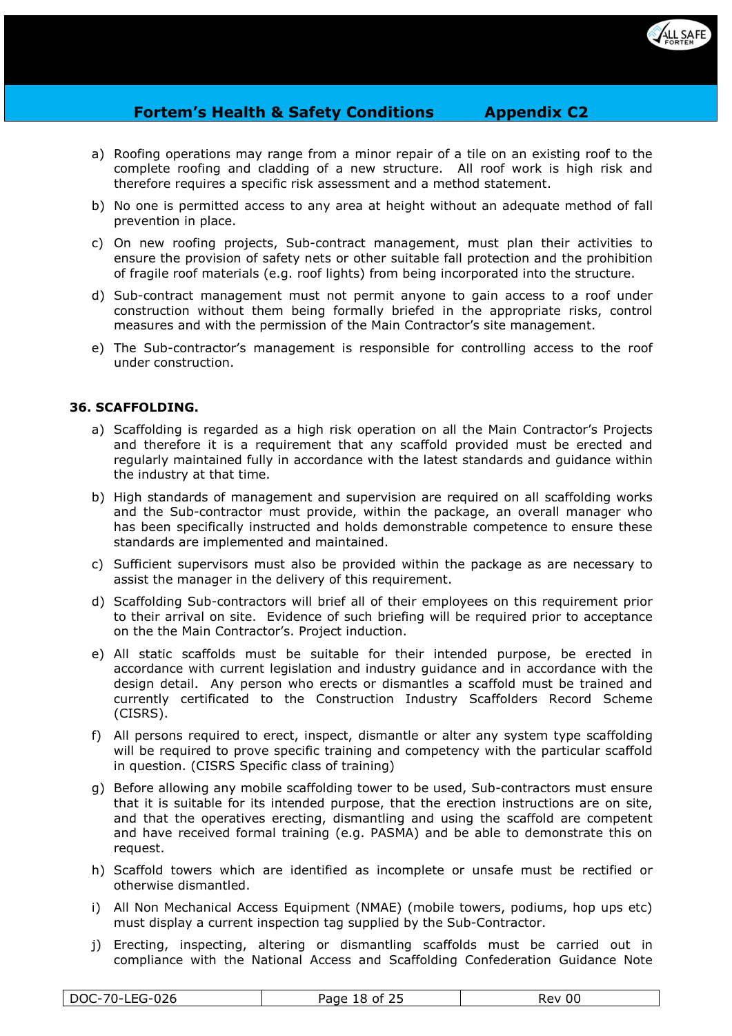a) Roofing operations may range from a minor repair of a tile on an existing roof to the complete roofing and cladding of a new structure. All roof work is high risk and therefore requires a specific risk assessment and a method statement.

b) No one is permitted access to any area at height without an adequate method of fall prevention in place.

c) On new roofing projects, Sub-contract management, must plan their activities to ensure the provision of safety nets or other suitable fall protection and the prohibition of fragile roof materials (e.g. roof lights) from being incorporated into the structure.

d) Sub-contract management must not permit anyone to gain access to a roof under construction without them being formally briefed in the appropriate risks, control measures and with the permission of the Main Contractor's site management.

e) The Sub-contractor's management is responsible for controlling access to the roof under construction.

**36. SCAFFOLDING.**

a) Scaffolding is regarded as a high risk operation on all the Main Contractor's Projects and therefore it is a requirement that any scaffold provided must be erected and regularly maintained fully in accordance with the latest standards and guidance within the industry at that time.

b) High standards of management and supervision are required on all scaffolding works and the Sub-contractor must provide, within the package, an overall manager who has been specifically instructed and holds demonstrable competence to ensure these standards are implemented and maintained.

c) Sufficient supervisors must also be provided within the package as are necessary to assist the manager in the delivery of this requirement.

d) Scaffolding Sub-contractors will brief all of their employees on this requirement prior to their arrival on site. Evidence of such briefing will be required prior to acceptance on the the Main Contractor's. Project induction.

e) All static scaffolds must be suitable for their intended purpose, be erected in accordance with current legislation and industry guidance and in accordance with the design detail. Any person who erects or dismantles a scaffold must be trained and currently certificated to the Construction Industry Scaffolders Record Scheme (CISRS).

f) All persons required to erect, inspect, dismantle or alter any system type scaffolding will be required to prove specific training and competency with the particular scaffold in question. (CISRS Specific class of training)

g) Before allowing any mobile scaffolding tower to be used, Sub-contractors must ensure that it is suitable for its intended purpose, that the erection instructions are on site, and that the operatives erecting, dismantling and using the scaffold are competent and have received formal training (e.g. PASMA) and be able to demonstrate this on request.

h) Scaffold towers which are identified as incomplete or unsafe must be rectified or otherwise dismantled.

i) All Non Mechanical Access Equipment (NMAE) (mobile towers, podiums, hop ups etc) must display a current inspection tag supplied by the Sub-Contractor.

j) Erecting, inspecting, altering or dismantling scaffolds must be carried out in compliance with the National Access and Scaffolding Confederation Guidance Note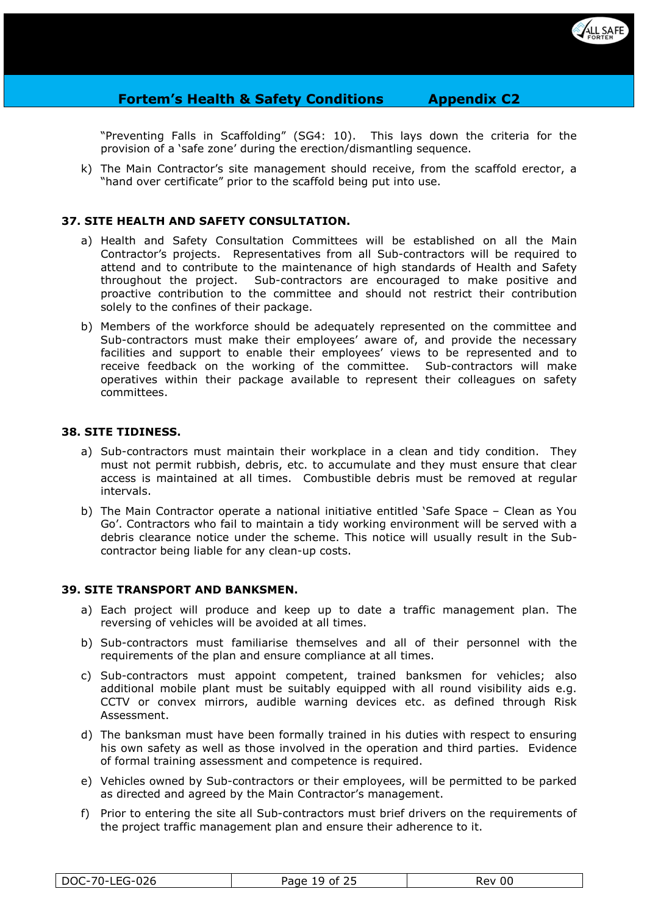"Preventing Falls in Scaffolding" (SG4: 10). This lays down the criteria for the provision of a 'safe zone' during the erection/dismantling sequence.

k) The Main Contractor's site management should receive, from the scaffold erector, a "hand over certificate" prior to the scaffold being put into use.

### 37. SITE HEALTH AND SAFETY CONSULTATION.

a) Health and Safety Consultation Committees will be established on all the Main Contractor's projects. Representatives from all Sub-contractors will be required to attend and to contribute to the maintenance of high standards of Health and Safety throughout the project. Sub-contractors are encouraged to make positive and proactive contribution to the committee and should not restrict their contribution solely to the confines of their package.

b) Members of the workforce should be adequately represented on the committee and Sub-contractors must make their employees' aware of, and provide the necessary facilities and support to enable their employees' views to be represented and to receive feedback on the working of the committee. Sub-contractors will make operatives within their package available to represent their colleagues on safety committees.

### 38. SITE TIDINESS.

a) Sub-contractors must maintain their workplace in a clean and tidy condition. They must not permit rubbish, debris, etc. to accumulate and they must ensure that clear access is maintained at all times. Combustible debris must be removed at regular intervals.

b) The Main Contractor operate a national initiative entitled 'Safe Space – Clean as You Go'. Contractors who fail to maintain a tidy working environment will be served with a debris clearance notice under the scheme. This notice will usually result in the Sub-contractor being liable for any clean-up costs.

### 39. SITE TRANSPORT AND BANKSMEN.

a) Each project will produce and keep up to date a traffic management plan. The reversing of vehicles will be avoided at all times.

b) Sub-contractors must familiarise themselves and all of their personnel with the requirements of the plan and ensure compliance at all times.

c) Sub-contractors must appoint competent, trained banksmen for vehicles; also additional mobile plant must be suitably equipped with all round visibility aids e.g. CCTV or convex mirrors, audible warning devices etc. as defined through Risk Assessment.

d) The banksman must have been formally trained in his duties with respect to ensuring his own safety as well as those involved in the operation and third parties. Evidence of formal training assessment and competence is required.

e) Vehicles owned by Sub-contractors or their employees, will be permitted to be parked as directed and agreed by the Main Contractor's management.

f) Prior to entering the site all Sub-contractors must brief drivers on the requirements of the project traffic management plan and ensure their adherence to it.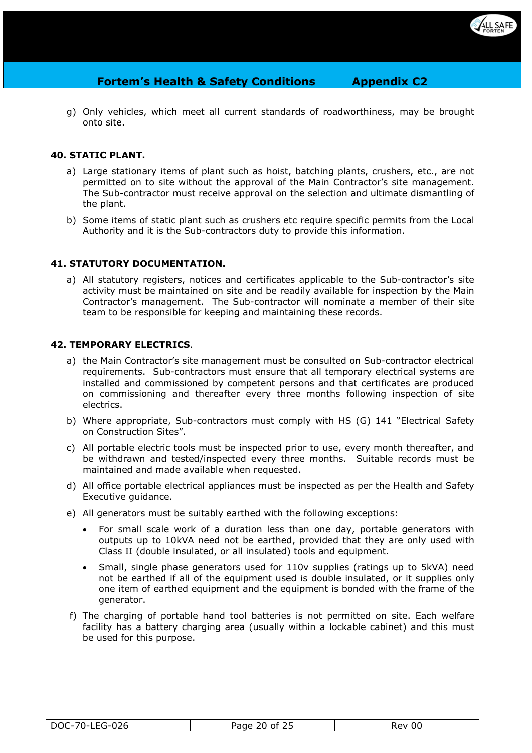g) Only vehicles, which meet all current standards of roadworthiness, may be brought onto site.

## 40. STATIC PLANT.

a) Large stationary items of plant such as hoist, batching plants, crushers, etc., are not permitted on to site without the approval of the Main Contractor's site management. The Sub-contractor must receive approval on the selection and ultimate dismantling of the plant.

b) Some items of static plant such as crushers etc require specific permits from the Local Authority and it is the Sub-contractors duty to provide this information.

## 41. STATUTORY DOCUMENTATION.

a) All statutory registers, notices and certificates applicable to the Sub-contractor's site activity must be maintained on site and be readily available for inspection by the Main Contractor's management. The Sub-contractor will nominate a member of their site team to be responsible for keeping and maintaining these records.

## 42. TEMPORARY ELECTRICS.

a) the Main Contractor's site management must be consulted on Sub-contractor electrical requirements. Sub-contractors must ensure that all temporary electrical systems are installed and commissioned by competent persons and that certificates are produced on commissioning and thereafter every three months following inspection of site electrics.

b) Where appropriate, Sub-contractors must comply with HS (G) 141 "Electrical Safety on Construction Sites".

c) All portable electric tools must be inspected prior to use, every month thereafter, and be withdrawn and tested/inspected every three months. Suitable records must be maintained and made available when requested.

d) All office portable electrical appliances must be inspected as per the Health and Safety Executive guidance.

e) All generators must be suitably earthed with the following exceptions:

- For small scale work of a duration less than one day, portable generators with outputs up to 10kVA need not be earthed, provided that they are only used with Class II (double insulated, or all insulated) tools and equipment.
- Small, single phase generators used for 110v supplies (ratings up to 5kVA) need not be earthed if all of the equipment used is double insulated, or it supplies only one item of earthed equipment and the equipment is bonded with the frame of the generator.

f) The charging of portable hand tool batteries is not permitted on site. Each welfare facility has a battery charging area (usually within a lockable cabinet) and this must be used for this purpose.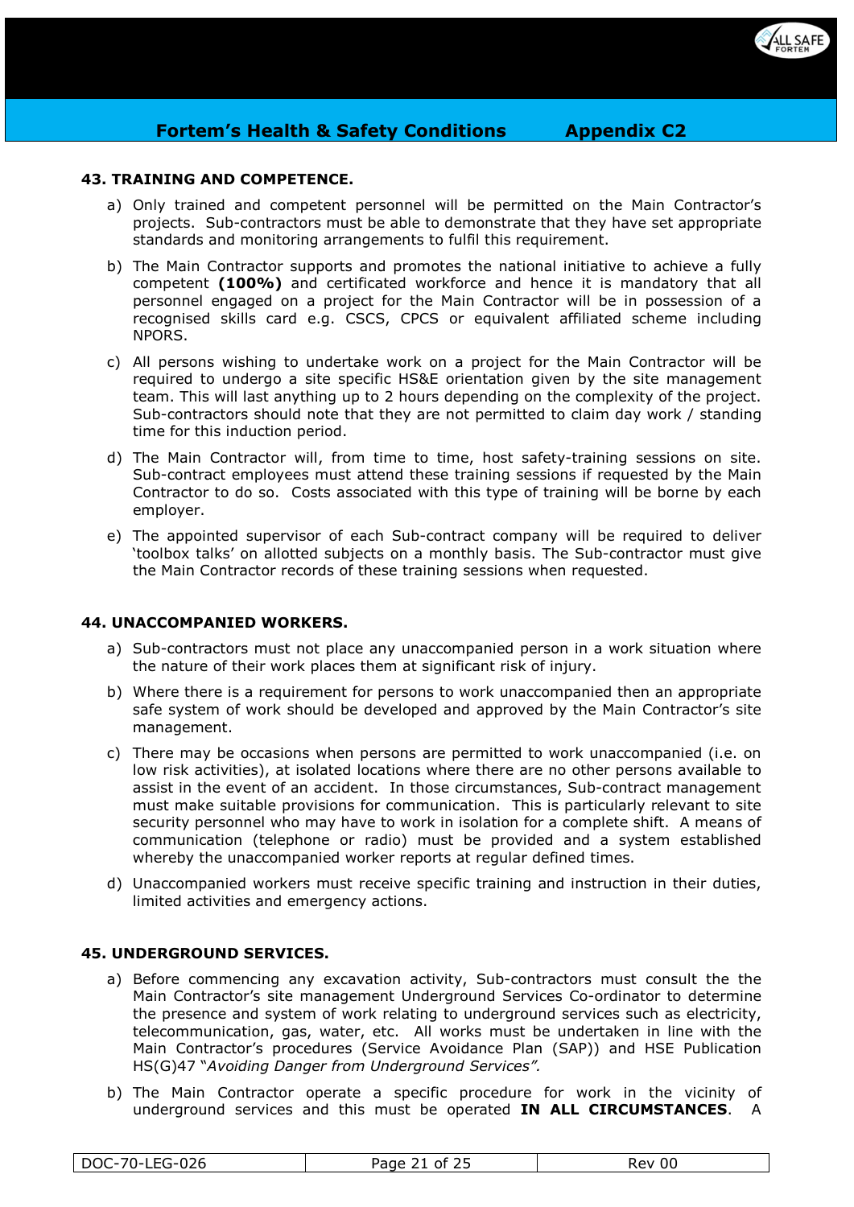## 43. TRAINING AND COMPETENCE.

a) Only trained and competent personnel will be permitted on the Main Contractor's projects. Sub-contractors must be able to demonstrate that they have set appropriate standards and monitoring arrangements to fulfil this requirement.

b) The Main Contractor supports and promotes the national initiative to achieve a fully competent **(100%)** and certificated workforce and hence it is mandatory that all personnel engaged on a project for the Main Contractor will be in possession of a recognised skills card e.g. CSCS, CPCS or equivalent affiliated scheme including NPORS.

c) All persons wishing to undertake work on a project for the Main Contractor will be required to undergo a site specific HS&E orientation given by the site management team. This will last anything up to 2 hours depending on the complexity of the project. Sub-contractors should note that they are not permitted to claim day work / standing time for this induction period.

d) The Main Contractor will, from time to time, host safety-training sessions on site. Sub-contract employees must attend these training sessions if requested by the Main Contractor to do so. Costs associated with this type of training will be borne by each employer.

e) The appointed supervisor of each Sub-contract company will be required to deliver 'toolbox talks' on allotted subjects on a monthly basis. The Sub-contractor must give the Main Contractor records of these training sessions when requested.

## 44. UNACCOMPANIED WORKERS.

a) Sub-contractors must not place any unaccompanied person in a work situation where the nature of their work places them at significant risk of injury.

b) Where there is a requirement for persons to work unaccompanied then an appropriate safe system of work should be developed and approved by the Main Contractor's site management.

c) There may be occasions when persons are permitted to work unaccompanied (i.e. on low risk activities), at isolated locations where there are no other persons available to assist in the event of an accident. In those circumstances, Sub-contract management must make suitable provisions for communication. This is particularly relevant to site security personnel who may have to work in isolation for a complete shift. A means of communication (telephone or radio) must be provided and a system established whereby the unaccompanied worker reports at regular defined times.

d) Unaccompanied workers must receive specific training and instruction in their duties, limited activities and emergency actions.

## 45. UNDERGROUND SERVICES.

a) Before commencing any excavation activity, Sub-contractors must consult the the Main Contractor's site management Underground Services Co-ordinator to determine the presence and system of work relating to underground services such as electricity, telecommunication, gas, water, etc. All works must be undertaken in line with the Main Contractor's procedures (Service Avoidance Plan (SAP)) and HSE Publication HS(G)47 "*Avoiding Danger from Underground Services".*

b) The Main Contractor operate a specific procedure for work in the vicinity of underground services and this must be operated **IN ALL CIRCUMSTANCES**. A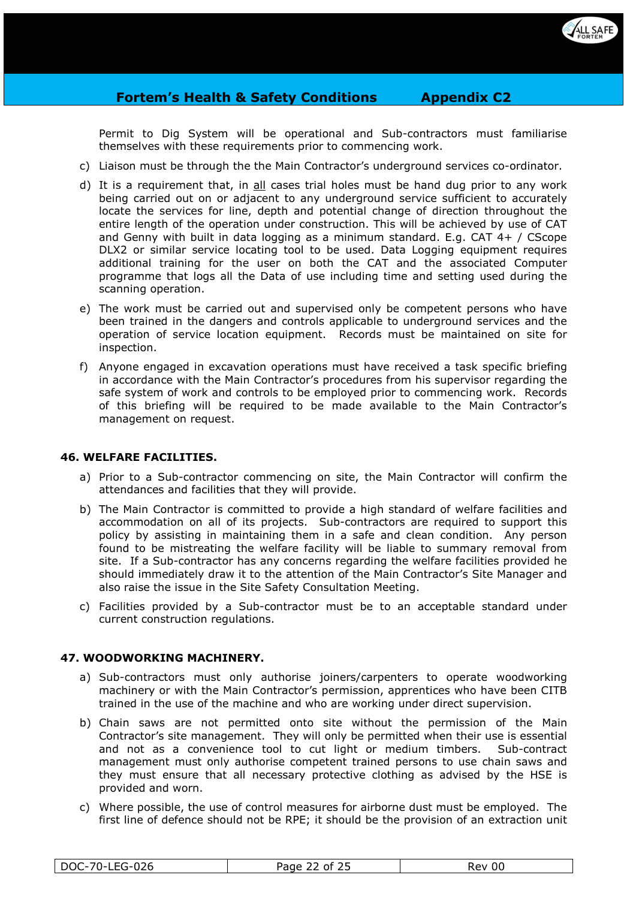Permit to Dig System will be operational and Sub-contractors must familiarise themselves with these requirements prior to commencing work.

c) Liaison must be through the the Main Contractor's underground services co-ordinator.

d) It is a requirement that, in all cases trial holes must be hand dug prior to any work being carried out on or adjacent to any underground service sufficient to accurately locate the services for line, depth and potential change of direction throughout the entire length of the operation under construction. This will be achieved by use of CAT and Genny with built in data logging as a minimum standard. E.g. CAT 4+ / CScope DLX2 or similar service locating tool to be used. Data Logging equipment requires additional training for the user on both the CAT and the associated Computer programme that logs all the Data of use including time and setting used during the scanning operation.

e) The work must be carried out and supervised only be competent persons who have been trained in the dangers and controls applicable to underground services and the operation of service location equipment. Records must be maintained on site for inspection.

f) Anyone engaged in excavation operations must have received a task specific briefing in accordance with the Main Contractor's procedures from his supervisor regarding the safe system of work and controls to be employed prior to commencing work. Records of this briefing will be required to be made available to the Main Contractor's management on request.

## 46. WELFARE FACILITIES.

a) Prior to a Sub-contractor commencing on site, the Main Contractor will confirm the attendances and facilities that they will provide.

b) The Main Contractor is committed to provide a high standard of welfare facilities and accommodation on all of its projects. Sub-contractors are required to support this policy by assisting in maintaining them in a safe and clean condition. Any person found to be mistreating the welfare facility will be liable to summary removal from site. If a Sub-contractor has any concerns regarding the welfare facilities provided he should immediately draw it to the attention of the Main Contractor's Site Manager and also raise the issue in the Site Safety Consultation Meeting.

c) Facilities provided by a Sub-contractor must be to an acceptable standard under current construction regulations.

## 47. WOODWORKING MACHINERY.

a) Sub-contractors must only authorise joiners/carpenters to operate woodworking machinery or with the Main Contractor's permission, apprentices who have been CITB trained in the use of the machine and who are working under direct supervision.

b) Chain saws are not permitted onto site without the permission of the Main Contractor's site management. They will only be permitted when their use is essential and not as a convenience tool to cut light or medium timbers. Sub-contract management must only authorise competent trained persons to use chain saws and they must ensure that all necessary protective clothing as advised by the HSE is provided and worn.

c) Where possible, the use of control measures for airborne dust must be employed. The first line of defence should not be RPE; it should be the provision of an extraction unit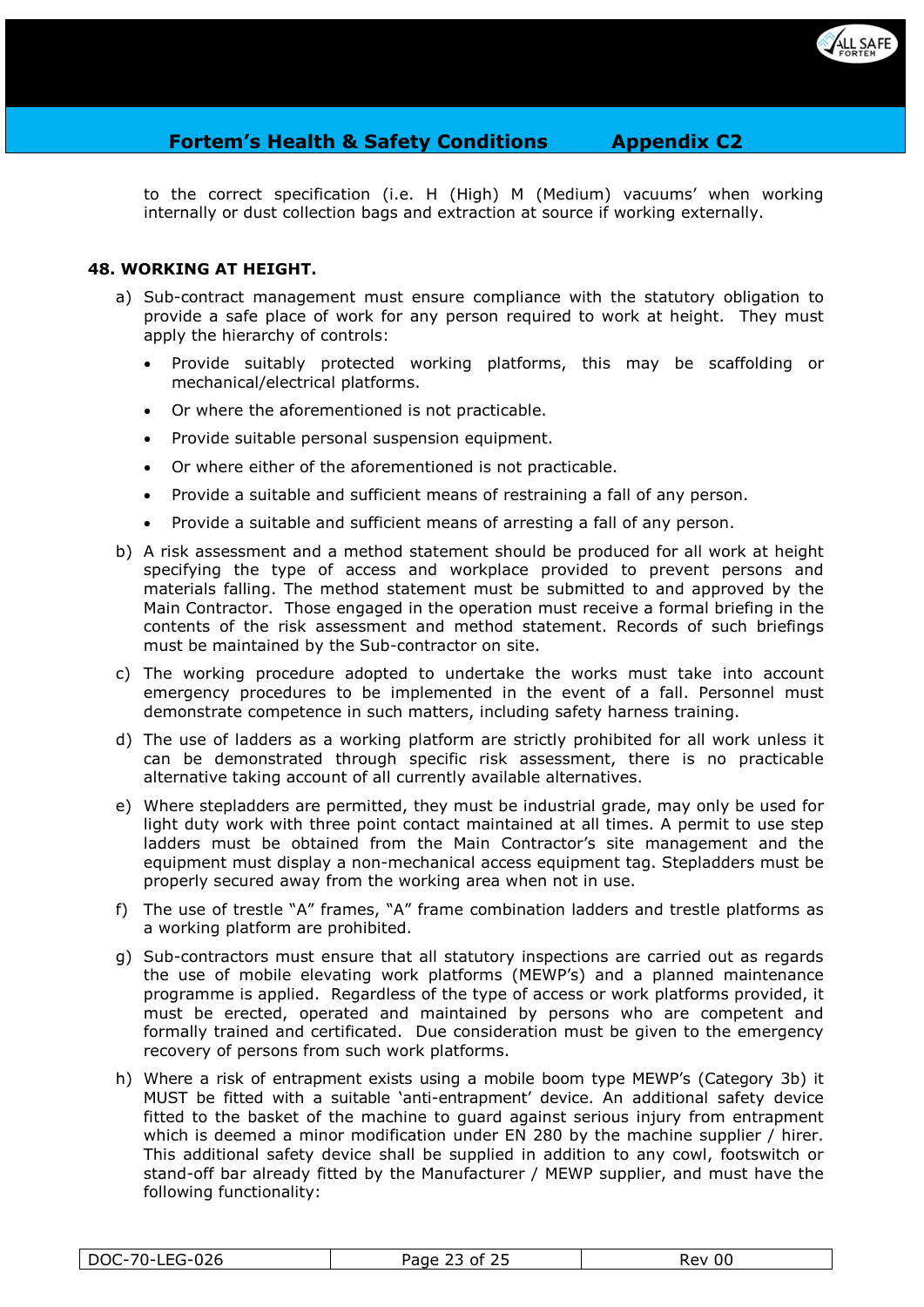to the correct specification (i.e. H (High) M (Medium) vacuums' when working internally or dust collection bags and extraction at source if working externally.

## 48. WORKING AT HEIGHT.

a) Sub-contract management must ensure compliance with the statutory obligation to provide a safe place of work for any person required to work at height. They must apply the hierarchy of controls:

- Provide suitably protected working platforms, this may be scaffolding or mechanical/electrical platforms.
- Or where the aforementioned is not practicable.
- Provide suitable personal suspension equipment.
- Or where either of the aforementioned is not practicable.
- Provide a suitable and sufficient means of restraining a fall of any person.
- Provide a suitable and sufficient means of arresting a fall of any person.

b) A risk assessment and a method statement should be produced for all work at height specifying the type of access and workplace provided to prevent persons and materials falling. The method statement must be submitted to and approved by the Main Contractor. Those engaged in the operation must receive a formal briefing in the contents of the risk assessment and method statement. Records of such briefings must be maintained by the Sub-contractor on site.

c) The working procedure adopted to undertake the works must take into account emergency procedures to be implemented in the event of a fall. Personnel must demonstrate competence in such matters, including safety harness training.

d) The use of ladders as a working platform are strictly prohibited for all work unless it can be demonstrated through specific risk assessment, there is no practicable alternative taking account of all currently available alternatives.

e) Where stepladders are permitted, they must be industrial grade, may only be used for light duty work with three point contact maintained at all times. A permit to use step ladders must be obtained from the Main Contractor's site management and the equipment must display a non-mechanical access equipment tag. Stepladders must be properly secured away from the working area when not in use.

f) The use of trestle "A" frames, "A" frame combination ladders and trestle platforms as a working platform are prohibited.

g) Sub-contractors must ensure that all statutory inspections are carried out as regards the use of mobile elevating work platforms (MEWP's) and a planned maintenance programme is applied. Regardless of the type of access or work platforms provided, it must be erected, operated and maintained by persons who are competent and formally trained and certificated. Due consideration must be given to the emergency recovery of persons from such work platforms.

h) Where a risk of entrapment exists using a mobile boom type MEWP's (Category 3b) it MUST be fitted with a suitable 'anti-entrapment' device. An additional safety device fitted to the basket of the machine to guard against serious injury from entrapment which is deemed a minor modification under EN 280 by the machine supplier / hirer. This additional safety device shall be supplied in addition to any cowl, footswitch or stand-off bar already fitted by the Manufacturer / MEWP supplier, and must have the following functionality: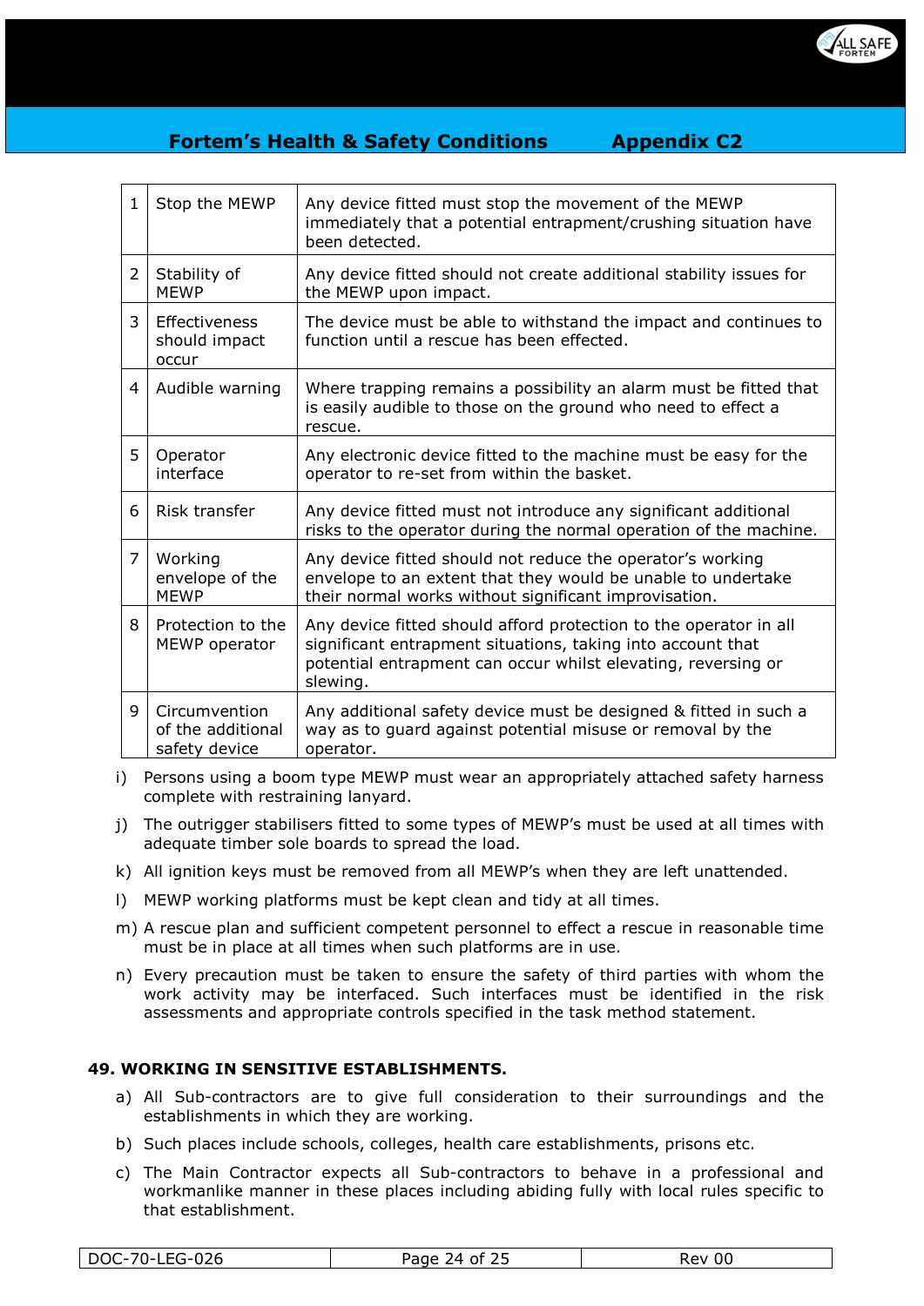| 1 | Stop the MEWP | Any device fitted must stop the movement of the MEWP immediately that a potential entrapment/crushing situation have been detected. |
|---|---|---|
| 2 | Stability of MEWP | Any device fitted should not create additional stability issues for the MEWP upon impact. |
| 3 | Effectiveness should impact occur | The device must be able to withstand the impact and continues to function until a rescue has been effected. |
| 4 | Audible warning | Where trapping remains a possibility an alarm must be fitted that is easily audible to those on the ground who need to effect a rescue. |
| 5 | Operator interface | Any electronic device fitted to the machine must be easy for the operator to re-set from within the basket. |
| 6 | Risk transfer | Any device fitted must not introduce any significant additional risks to the operator during the normal operation of the machine. |
| 7 | Working envelope of the MEWP | Any device fitted should not reduce the operator's working envelope to an extent that they would be unable to undertake their normal works without significant improvisation. |
| 8 | Protection to the MEWP operator | Any device fitted should afford protection to the operator in all significant entrapment situations, taking into account that potential entrapment can occur whilst elevating, reversing or slewing. |
| 9 | Circumvention of the additional safety device | Any additional safety device must be designed & fitted in such a way as to guard against potential misuse or removal by the operator. |

i) Persons using a boom type MEWP must wear an appropriately attached safety harness complete with restraining lanyard.

j) The outrigger stabilisers fitted to some types of MEWP's must be used at all times with adequate timber sole boards to spread the load.

k) All ignition keys must be removed from all MEWP's when they are left unattended.

l) MEWP working platforms must be kept clean and tidy at all times.

m) A rescue plan and sufficient competent personnel to effect a rescue in reasonable time must be in place at all times when such platforms are in use.

n) Every precaution must be taken to ensure the safety of third parties with whom the work activity may be interfaced. Such interfaces must be identified in the risk assessments and appropriate controls specified in the task method statement.

## 49. WORKING IN SENSITIVE ESTABLISHMENTS.

a) All Sub-contractors are to give full consideration to their surroundings and the establishments in which they are working.

b) Such places include schools, colleges, health care establishments, prisons etc.

c) The Main Contractor expects all Sub-contractors to behave in a professional and workmanlike manner in these places including abiding fully with local rules specific to that establishment.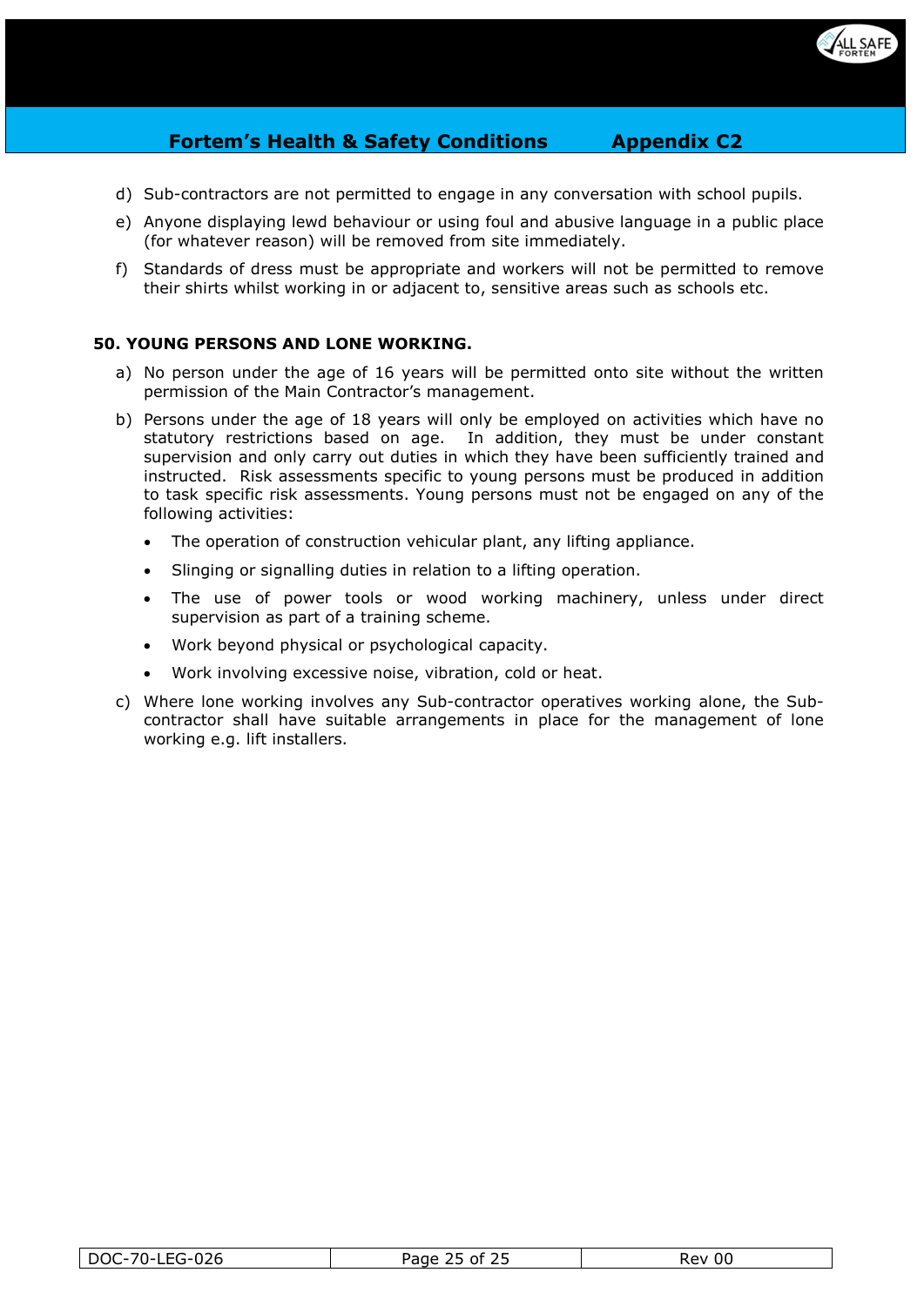d) Sub-contractors are not permitted to engage in any conversation with school pupils.

e) Anyone displaying lewd behaviour or using foul and abusive language in a public place (for whatever reason) will be removed from site immediately.

f) Standards of dress must be appropriate and workers will not be permitted to remove their shirts whilst working in or adjacent to, sensitive areas such as schools etc.

**50. YOUNG PERSONS AND LONE WORKING.**

a) No person under the age of 16 years will be permitted onto site without the written permission of the Main Contractor's management.

b) Persons under the age of 18 years will only be employed on activities which have no statutory restrictions based on age. In addition, they must be under constant supervision and only carry out duties in which they have been sufficiently trained and instructed. Risk assessments specific to young persons must be produced in addition to task specific risk assessments. Young persons must not be engaged on any of the following activities:

- The operation of construction vehicular plant, any lifting appliance.
- Slinging or signalling duties in relation to a lifting operation.
- The use of power tools or wood working machinery, unless under direct supervision as part of a training scheme.
- Work beyond physical or psychological capacity.
- Work involving excessive noise, vibration, cold or heat.

c) Where lone working involves any Sub-contractor operatives working alone, the Sub-contractor shall have suitable arrangements in place for the management of lone working e.g. lift installers.